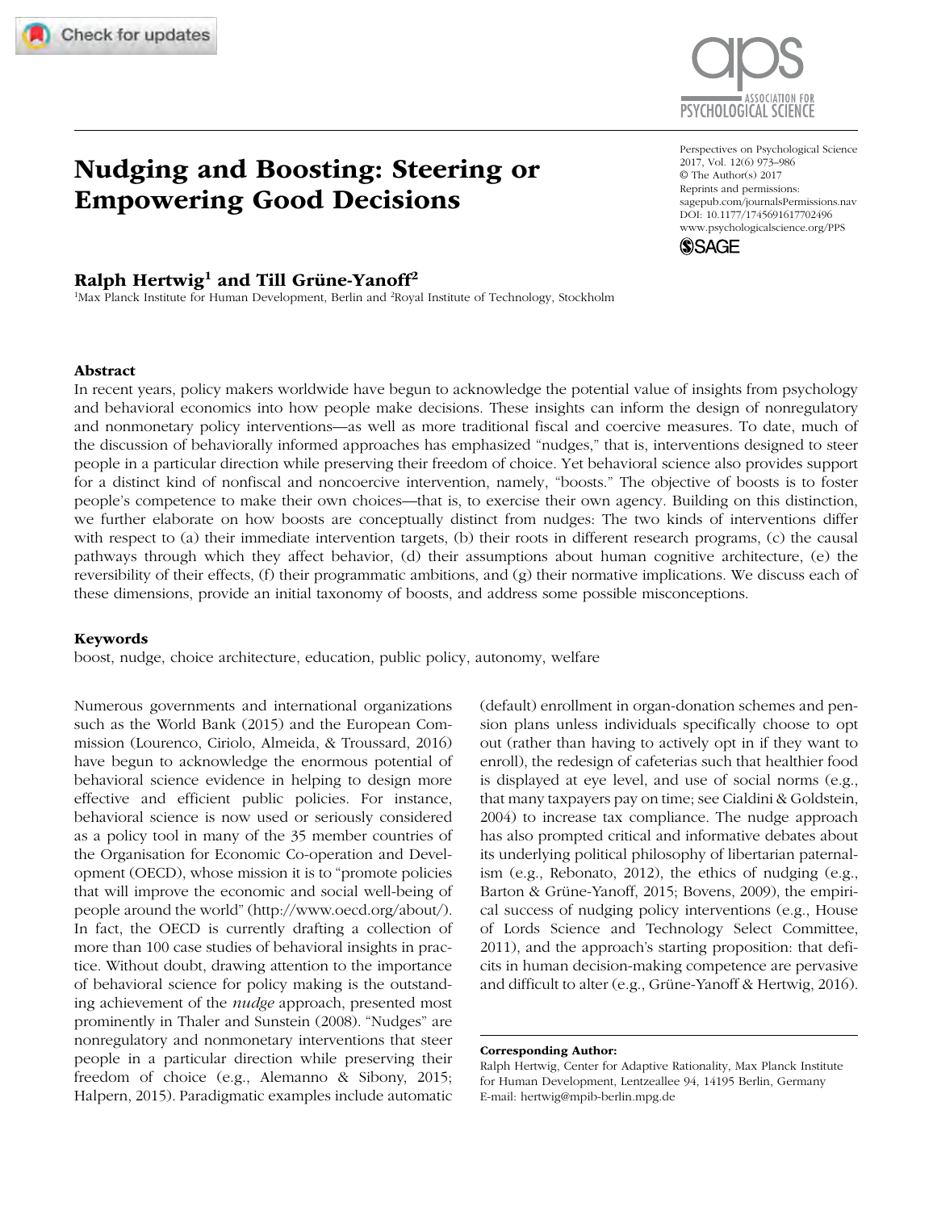# Nudging and Boosting: Steering or Empowering Good Decisions

**Ralph Hertwig[1] and Till Grüne-Yanoff[2]**

[1]Max Planck Institute for Human Development, Berlin and [2]Royal Institute of Technology, Stockholm

## Abstract

In recent years, policy makers worldwide have begun to acknowledge the potential value of insights from psychology and behavioral economics into how people make decisions. These insights can inform the design of nonregulatory and nonmonetary policy interventions—as well as more traditional fiscal and coercive measures. To date, much of the discussion of behaviorally informed approaches has emphasized "nudges," that is, interventions designed to steer people in a particular direction while preserving their freedom of choice. Yet behavioral science also provides support for a distinct kind of nonfiscal and noncoercive intervention, namely, "boosts." The objective of boosts is to foster people's competence to make their own choices—that is, to exercise their own agency. Building on this distinction, we further elaborate on how boosts are conceptually distinct from nudges: The two kinds of interventions differ with respect to (a) their immediate intervention targets, (b) their roots in different research programs, (c) the causal pathways through which they affect behavior, (d) their assumptions about human cognitive architecture, (e) the reversibility of their effects, (f) their programmatic ambitions, and (g) their normative implications. We discuss each of these dimensions, provide an initial taxonomy of boosts, and address some possible misconceptions.

### Keywords

boost, nudge, choice architecture, education, public policy, autonomy, welfare

Numerous governments and international organizations such as the World Bank (2015) and the European Commission (Lourenco, Ciriolo, Almeida, & Troussard, 2016) have begun to acknowledge the enormous potential of behavioral science evidence in helping to design more effective and efficient public policies. For instance, behavioral science is now used or seriously considered as a policy tool in many of the 35 member countries of the Organisation for Economic Co-operation and Development (OECD), whose mission it is to "promote policies that will improve the economic and social well-being of people around the world" (http://www.oecd.org/about/). In fact, the OECD is currently drafting a collection of more than 100 case studies of behavioral insights in practice. Without doubt, drawing attention to the importance of behavioral science for policy making is the outstanding achievement of the *nudge* approach, presented most prominently in Thaler and Sunstein (2008). "Nudges" are nonregulatory and nonmonetary interventions that steer people in a particular direction while preserving their freedom of choice (e.g., Alemanno & Sibony, 2015; Halpern, 2015). Paradigmatic examples include automatic (default) enrollment in organ-donation schemes and pension plans unless individuals specifically choose to opt out (rather than having to actively opt in if they want to enroll), the redesign of cafeterias such that healthier food is displayed at eye level, and use of social norms (e.g., that many taxpayers pay on time; see Cialdini & Goldstein, 2004) to increase tax compliance. The nudge approach has also prompted critical and informative debates about its underlying political philosophy of libertarian paternalism (e.g., Rebonato, 2012), the ethics of nudging (e.g., Barton & Grüne-Yanoff, 2015; Bovens, 2009), the empirical success of nudging policy interventions (e.g., House of Lords Science and Technology Select Committee, 2011), and the approach's starting proposition: that deficits in human decision-making competence are pervasive and difficult to alter (e.g., Grüne-Yanoff & Hertwig, 2016).

**Corresponding Author:**
Ralph Hertwig, Center for Adaptive Rationality, Max Planck Institute for Human Development, Lentzeallee 94, 14195 Berlin, Germany
E-mail: hertwig@mpib-berlin.mpg.de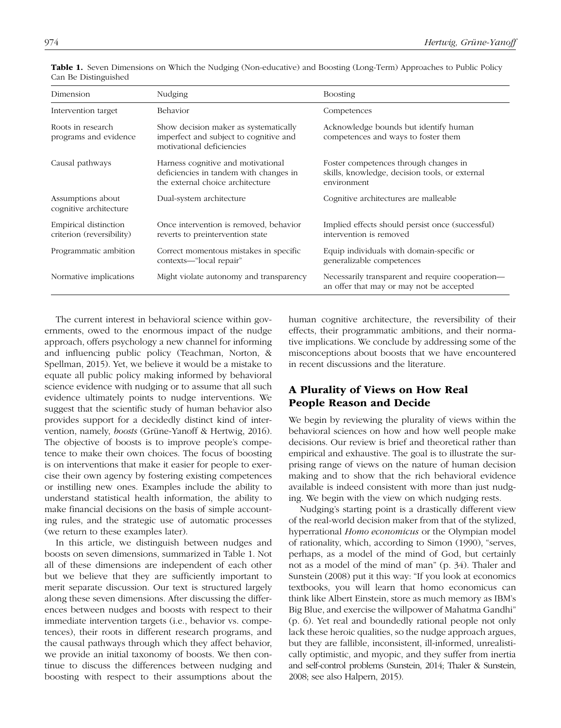**Table 1.** Seven Dimensions on Which the Nudging (Non-educative) and Boosting (Long-Term) Approaches to Public Policy Can Be Distinguished

| Dimension | Nudging | Boosting |
|---|---|---|
| Intervention target | Behavior | Competences |
| Roots in research programs and evidence | Show decision maker as systematically imperfect and subject to cognitive and motivational deficiencies | Acknowledge bounds but identify human competences and ways to foster them |
| Causal pathways | Harness cognitive and motivational deficiencies in tandem with changes in the external choice architecture | Foster competences through changes in skills, knowledge, decision tools, or external environment |
| Assumptions about cognitive architecture | Dual-system architecture | Cognitive architectures are malleable |
| Empirical distinction criterion (reversibility) | Once intervention is removed, behavior reverts to preintervention state | Implied effects should persist once (successful) intervention is removed |
| Programmatic ambition | Correct momentous mistakes in specific contexts—"local repair" | Equip individuals with domain-specific or generalizable competences |
| Normative implications | Might violate autonomy and transparency | Necessarily transparent and require cooperation—an offer that may or may not be accepted |

The current interest in behavioral science within governments, owed to the enormous impact of the nudge approach, offers psychology a new channel for informing and influencing public policy (Teachman, Norton, & Spellman, 2015). Yet, we believe it would be a mistake to equate all public policy making informed by behavioral science evidence with nudging or to assume that all such evidence ultimately points to nudge interventions. We suggest that the scientific study of human behavior also provides support for a decidedly distinct kind of intervention, namely, *boosts* (Grüne-Yanoff & Hertwig, 2016). The objective of boosts is to improve people's competence to make their own choices. The focus of boosting is on interventions that make it easier for people to exercise their own agency by fostering existing competences or instilling new ones. Examples include the ability to understand statistical health information, the ability to make financial decisions on the basis of simple accounting rules, and the strategic use of automatic processes (we return to these examples later).

In this article, we distinguish between nudges and boosts on seven dimensions, summarized in Table 1. Not all of these dimensions are independent of each other but we believe that they are sufficiently important to merit separate discussion. Our text is structured largely along these seven dimensions. After discussing the differences between nudges and boosts with respect to their immediate intervention targets (i.e., behavior vs. competences), their roots in different research programs, and the causal pathways through which they affect behavior, we provide an initial taxonomy of boosts. We then continue to discuss the differences between nudging and boosting with respect to their assumptions about the human cognitive architecture, the reversibility of their effects, their programmatic ambitions, and their normative implications. We conclude by addressing some of the misconceptions about boosts that we have encountered in recent discussions and the literature.

## A Plurality of Views on How Real People Reason and Decide

We begin by reviewing the plurality of views within the behavioral sciences on how and how well people make decisions. Our review is brief and theoretical rather than empirical and exhaustive. The goal is to illustrate the surprising range of views on the nature of human decision making and to show that the rich behavioral evidence available is indeed consistent with more than just nudging. We begin with the view on which nudging rests.

Nudging's starting point is a drastically different view of the real-world decision maker from that of the stylized, hyperrational *Homo economicus* or the Olympian model of rationality, which, according to Simon (1990), "serves, perhaps, as a model of the mind of God, but certainly not as a model of the mind of man" (p. 34). Thaler and Sunstein (2008) put it this way: "If you look at economics textbooks, you will learn that homo economicus can think like Albert Einstein, store as much memory as IBM's Big Blue, and exercise the willpower of Mahatma Gandhi" (p. 6). Yet real and boundedly rational people not only lack these heroic qualities, so the nudge approach argues, but they are fallible, inconsistent, ill-informed, unrealistically optimistic, and myopic, and they suffer from inertia and self-control problems (Sunstein, 2014; Thaler & Sunstein, 2008; see also Halpern, 2015).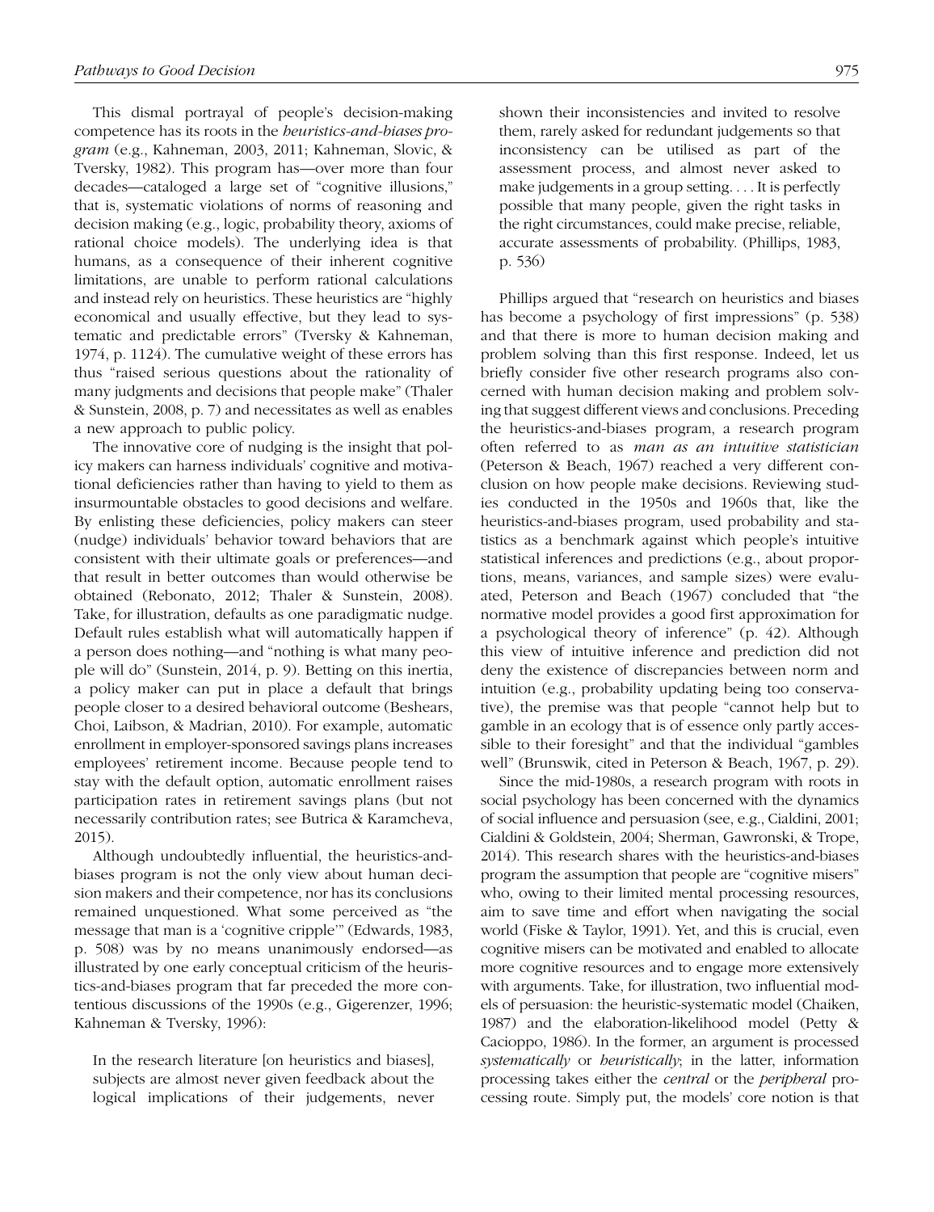This dismal portrayal of people's decision-making competence has its roots in the *heuristics-and-biases program* (e.g., Kahneman, 2003, 2011; Kahneman, Slovic, & Tversky, 1982). This program has—over more than four decades—cataloged a large set of "cognitive illusions," that is, systematic violations of norms of reasoning and decision making (e.g., logic, probability theory, axioms of rational choice models). The underlying idea is that humans, as a consequence of their inherent cognitive limitations, are unable to perform rational calculations and instead rely on heuristics. These heuristics are "highly economical and usually effective, but they lead to systematic and predictable errors" (Tversky & Kahneman, 1974, p. 1124). The cumulative weight of these errors has thus "raised serious questions about the rationality of many judgments and decisions that people make" (Thaler & Sunstein, 2008, p. 7) and necessitates as well as enables a new approach to public policy.

The innovative core of nudging is the insight that policy makers can harness individuals' cognitive and motivational deficiencies rather than having to yield to them as insurmountable obstacles to good decisions and welfare. By enlisting these deficiencies, policy makers can steer (nudge) individuals' behavior toward behaviors that are consistent with their ultimate goals or preferences—and that result in better outcomes than would otherwise be obtained (Rebonato, 2012; Thaler & Sunstein, 2008). Take, for illustration, defaults as one paradigmatic nudge. Default rules establish what will automatically happen if a person does nothing—and "nothing is what many people will do" (Sunstein, 2014, p. 9). Betting on this inertia, a policy maker can put in place a default that brings people closer to a desired behavioral outcome (Beshears, Choi, Laibson, & Madrian, 2010). For example, automatic enrollment in employer-sponsored savings plans increases employees' retirement income. Because people tend to stay with the default option, automatic enrollment raises participation rates in retirement savings plans (but not necessarily contribution rates; see Butrica & Karamcheva, 2015).

Although undoubtedly influential, the heuristics-and-biases program is not the only view about human decision makers and their competence, nor has its conclusions remained unquestioned. What some perceived as "the message that man is a 'cognitive cripple'" (Edwards, 1983, p. 508) was by no means unanimously endorsed—as illustrated by one early conceptual criticism of the heuristics-and-biases program that far preceded the more contentious discussions of the 1990s (e.g., Gigerenzer, 1996; Kahneman & Tversky, 1996):

> In the research literature [on heuristics and biases], subjects are almost never given feedback about the logical implications of their judgements, never shown their inconsistencies and invited to resolve them, rarely asked for redundant judgements so that inconsistency can be utilised as part of the assessment process, and almost never asked to make judgements in a group setting. . . . It is perfectly possible that many people, given the right tasks in the right circumstances, could make precise, reliable, accurate assessments of probability. (Phillips, 1983, p. 536)

Phillips argued that "research on heuristics and biases has become a psychology of first impressions" (p. 538) and that there is more to human decision making and problem solving than this first response. Indeed, let us briefly consider five other research programs also concerned with human decision making and problem solving that suggest different views and conclusions. Preceding the heuristics-and-biases program, a research program often referred to as *man as an intuitive statistician* (Peterson & Beach, 1967) reached a very different conclusion on how people make decisions. Reviewing studies conducted in the 1950s and 1960s that, like the heuristics-and-biases program, used probability and statistics as a benchmark against which people's intuitive statistical inferences and predictions (e.g., about proportions, means, variances, and sample sizes) were evaluated, Peterson and Beach (1967) concluded that "the normative model provides a good first approximation for a psychological theory of inference" (p. 42). Although this view of intuitive inference and prediction did not deny the existence of discrepancies between norm and intuition (e.g., probability updating being too conservative), the premise was that people "cannot help but to gamble in an ecology that is of essence only partly accessible to their foresight" and that the individual "gambles well" (Brunswik, cited in Peterson & Beach, 1967, p. 29).

Since the mid-1980s, a research program with roots in social psychology has been concerned with the dynamics of social influence and persuasion (see, e.g., Cialdini, 2001; Cialdini & Goldstein, 2004; Sherman, Gawronski, & Trope, 2014). This research shares with the heuristics-and-biases program the assumption that people are "cognitive misers" who, owing to their limited mental processing resources, aim to save time and effort when navigating the social world (Fiske & Taylor, 1991). Yet, and this is crucial, even cognitive misers can be motivated and enabled to allocate more cognitive resources and to engage more extensively with arguments. Take, for illustration, two influential models of persuasion: the heuristic-systematic model (Chaiken, 1987) and the elaboration-likelihood model (Petty & Cacioppo, 1986). In the former, an argument is processed *systematically* or *heuristically*; in the latter, information processing takes either the *central* or the *peripheral* processing route. Simply put, the models' core notion is that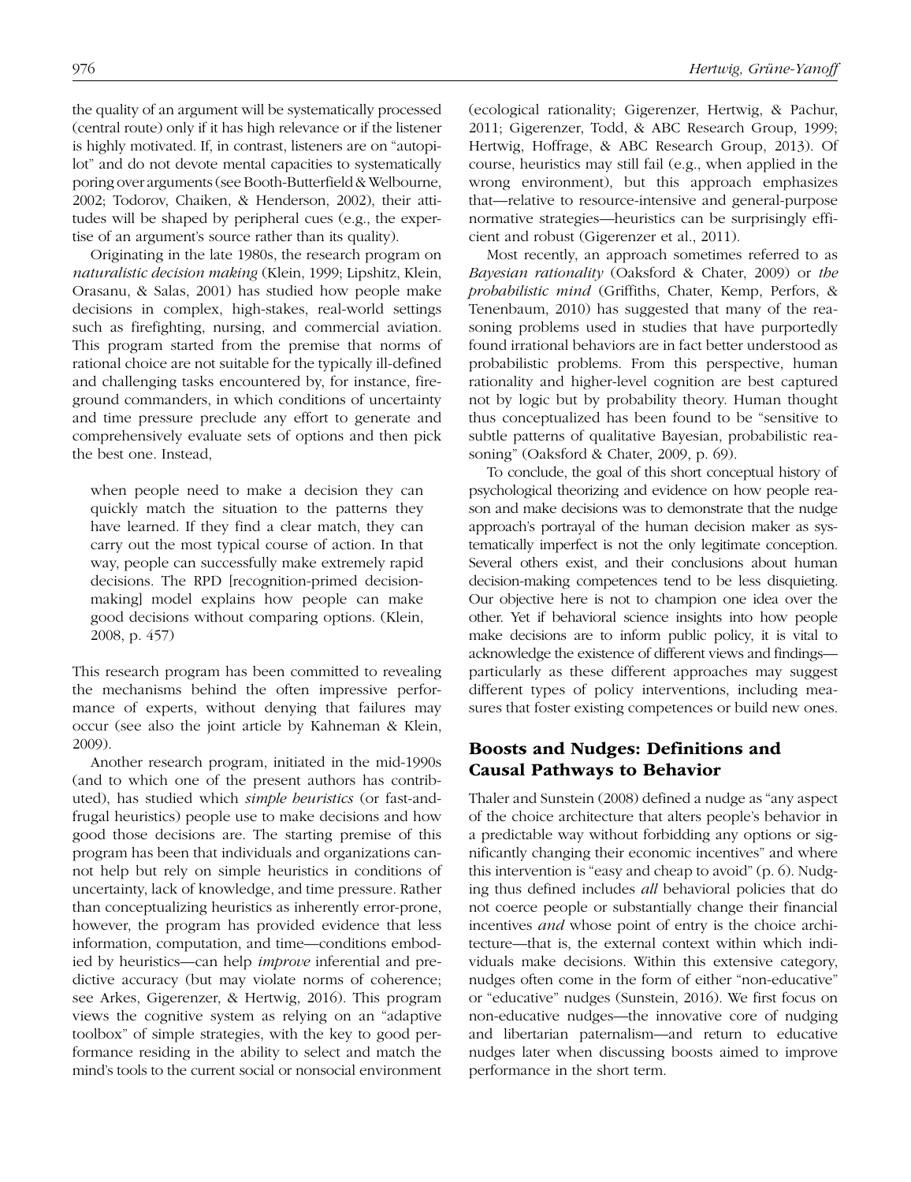the quality of an argument will be systematically processed (central route) only if it has high relevance or if the listener is highly motivated. If, in contrast, listeners are on "autopilot" and do not devote mental capacities to systematically poring over arguments (see Booth-Butterfield & Welbourne, 2002; Todorov, Chaiken, & Henderson, 2002), their attitudes will be shaped by peripheral cues (e.g., the expertise of an argument's source rather than its quality).

Originating in the late 1980s, the research program on *naturalistic decision making* (Klein, 1999; Lipshitz, Klein, Orasanu, & Salas, 2001) has studied how people make decisions in complex, high-stakes, real-world settings such as firefighting, nursing, and commercial aviation. This program started from the premise that norms of rational choice are not suitable for the typically ill-defined and challenging tasks encountered by, for instance, fireground commanders, in which conditions of uncertainty and time pressure preclude any effort to generate and comprehensively evaluate sets of options and then pick the best one. Instead,

> when people need to make a decision they can quickly match the situation to the patterns they have learned. If they find a clear match, they can carry out the most typical course of action. In that way, people can successfully make extremely rapid decisions. The RPD [recognition-primed decision-making] model explains how people can make good decisions without comparing options. (Klein, 2008, p. 457)

This research program has been committed to revealing the mechanisms behind the often impressive performance of experts, without denying that failures may occur (see also the joint article by Kahneman & Klein, 2009).

Another research program, initiated in the mid-1990s (and to which one of the present authors has contributed), has studied which *simple heuristics* (or fast-and-frugal heuristics) people use to make decisions and how good those decisions are. The starting premise of this program has been that individuals and organizations cannot help but rely on simple heuristics in conditions of uncertainty, lack of knowledge, and time pressure. Rather than conceptualizing heuristics as inherently error-prone, however, the program has provided evidence that less information, computation, and time—conditions embodied by heuristics—can help *improve* inferential and predictive accuracy (but may violate norms of coherence; see Arkes, Gigerenzer, & Hertwig, 2016). This program views the cognitive system as relying on an "adaptive toolbox" of simple strategies, with the key to good performance residing in the ability to select and match the mind's tools to the current social or nonsocial environment (ecological rationality; Gigerenzer, Hertwig, & Pachur, 2011; Gigerenzer, Todd, & ABC Research Group, 1999; Hertwig, Hoffrage, & ABC Research Group, 2013). Of course, heuristics may still fail (e.g., when applied in the wrong environment), but this approach emphasizes that—relative to resource-intensive and general-purpose normative strategies—heuristics can be surprisingly efficient and robust (Gigerenzer et al., 2011).

Most recently, an approach sometimes referred to as *Bayesian rationality* (Oaksford & Chater, 2009) or *the probabilistic mind* (Griffiths, Chater, Kemp, Perfors, & Tenenbaum, 2010) has suggested that many of the reasoning problems used in studies that have purportedly found irrational behaviors are in fact better understood as probabilistic problems. From this perspective, human rationality and higher-level cognition are best captured not by logic but by probability theory. Human thought thus conceptualized has been found to be "sensitive to subtle patterns of qualitative Bayesian, probabilistic reasoning" (Oaksford & Chater, 2009, p. 69).

To conclude, the goal of this short conceptual history of psychological theorizing and evidence on how people reason and make decisions was to demonstrate that the nudge approach's portrayal of the human decision maker as systematically imperfect is not the only legitimate conception. Several others exist, and their conclusions about human decision-making competences tend to be less disquieting. Our objective here is not to champion one idea over the other. Yet if behavioral science insights into how people make decisions are to inform public policy, it is vital to acknowledge the existence of different views and findings—particularly as these different approaches may suggest different types of policy interventions, including measures that foster existing competences or build new ones.

## Boosts and Nudges: Definitions and Causal Pathways to Behavior

Thaler and Sunstein (2008) defined a nudge as "any aspect of the choice architecture that alters people's behavior in a predictable way without forbidding any options or significantly changing their economic incentives" and where this intervention is "easy and cheap to avoid" (p. 6). Nudging thus defined includes *all* behavioral policies that do not coerce people or substantially change their financial incentives *and* whose point of entry is the choice architecture—that is, the external context within which individuals make decisions. Within this extensive category, nudges often come in the form of either "non-educative" or "educative" nudges (Sunstein, 2016). We first focus on non-educative nudges—the innovative core of nudging and libertarian paternalism—and return to educative nudges later when discussing boosts aimed to improve performance in the short term.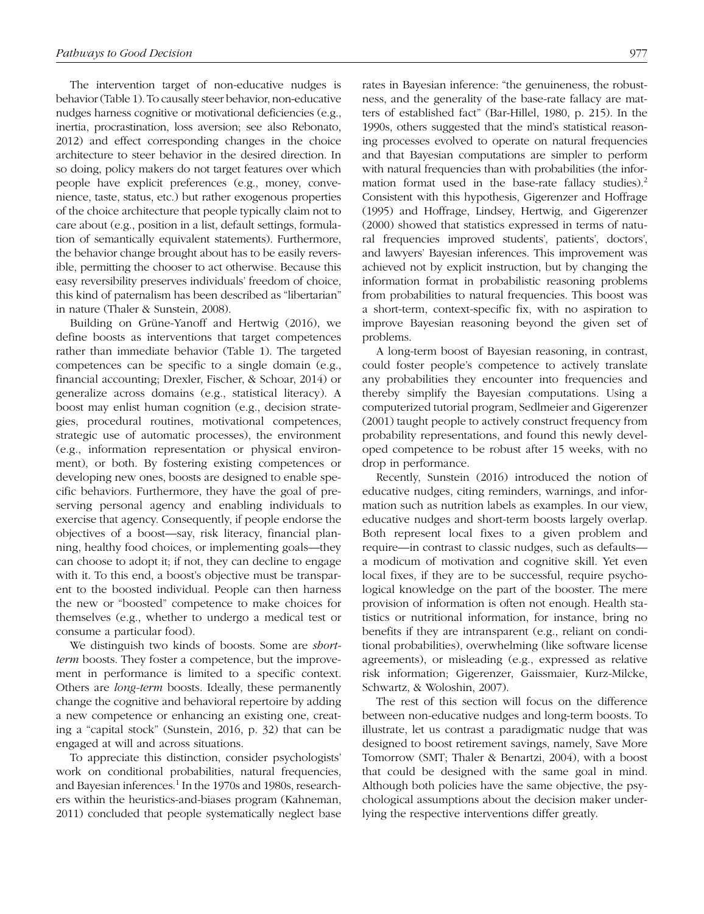The intervention target of non-educative nudges is behavior (Table 1). To causally steer behavior, non-educative nudges harness cognitive or motivational deficiencies (e.g., inertia, procrastination, loss aversion; see also Rebonato, 2012) and effect corresponding changes in the choice architecture to steer behavior in the desired direction. In so doing, policy makers do not target features over which people have explicit preferences (e.g., money, convenience, taste, status, etc.) but rather exogenous properties of the choice architecture that people typically claim not to care about (e.g., position in a list, default settings, formulation of semantically equivalent statements). Furthermore, the behavior change brought about has to be easily reversible, permitting the chooser to act otherwise. Because this easy reversibility preserves individuals' freedom of choice, this kind of paternalism has been described as "libertarian" in nature (Thaler & Sunstein, 2008).

Building on Grüne-Yanoff and Hertwig (2016), we define boosts as interventions that target competences rather than immediate behavior (Table 1). The targeted competences can be specific to a single domain (e.g., financial accounting; Drexler, Fischer, & Schoar, 2014) or generalize across domains (e.g., statistical literacy). A boost may enlist human cognition (e.g., decision strategies, procedural routines, motivational competences, strategic use of automatic processes), the environment (e.g., information representation or physical environment), or both. By fostering existing competences or developing new ones, boosts are designed to enable specific behaviors. Furthermore, they have the goal of preserving personal agency and enabling individuals to exercise that agency. Consequently, if people endorse the objectives of a boost—say, risk literacy, financial planning, healthy food choices, or implementing goals—they can choose to adopt it; if not, they can decline to engage with it. To this end, a boost's objective must be transparent to the boosted individual. People can then harness the new or "boosted" competence to make choices for themselves (e.g., whether to undergo a medical test or consume a particular food).

We distinguish two kinds of boosts. Some are *short-term* boosts. They foster a competence, but the improvement in performance is limited to a specific context. Others are *long-term* boosts. Ideally, these permanently change the cognitive and behavioral repertoire by adding a new competence or enhancing an existing one, creating a "capital stock" (Sunstein, 2016, p. 32) that can be engaged at will and across situations.

To appreciate this distinction, consider psychologists' work on conditional probabilities, natural frequencies, and Bayesian inferences.[1] In the 1970s and 1980s, researchers within the heuristics-and-biases program (Kahneman, 2011) concluded that people systematically neglect base rates in Bayesian inference: "the genuineness, the robustness, and the generality of the base-rate fallacy are matters of established fact" (Bar-Hillel, 1980, p. 215). In the 1990s, others suggested that the mind's statistical reasoning processes evolved to operate on natural frequencies and that Bayesian computations are simpler to perform with natural frequencies than with probabilities (the information format used in the base-rate fallacy studies).[2] Consistent with this hypothesis, Gigerenzer and Hoffrage (1995) and Hoffrage, Lindsey, Hertwig, and Gigerenzer (2000) showed that statistics expressed in terms of natural frequencies improved students', patients', doctors', and lawyers' Bayesian inferences. This improvement was achieved not by explicit instruction, but by changing the information format in probabilistic reasoning problems from probabilities to natural frequencies. This boost was a short-term, context-specific fix, with no aspiration to improve Bayesian reasoning beyond the given set of problems.

A long-term boost of Bayesian reasoning, in contrast, could foster people's competence to actively translate any probabilities they encounter into frequencies and thereby simplify the Bayesian computations. Using a computerized tutorial program, Sedlmeier and Gigerenzer (2001) taught people to actively construct frequency from probability representations, and found this newly developed competence to be robust after 15 weeks, with no drop in performance.

Recently, Sunstein (2016) introduced the notion of educative nudges, citing reminders, warnings, and information such as nutrition labels as examples. In our view, educative nudges and short-term boosts largely overlap. Both represent local fixes to a given problem and require—in contrast to classic nudges, such as defaults—a modicum of motivation and cognitive skill. Yet even local fixes, if they are to be successful, require psychological knowledge on the part of the booster. The mere provision of information is often not enough. Health statistics or nutritional information, for instance, bring no benefits if they are intransparent (e.g., reliant on conditional probabilities), overwhelming (like software license agreements), or misleading (e.g., expressed as relative risk information; Gigerenzer, Gaissmaier, Kurz-Milcke, Schwartz, & Woloshin, 2007).

The rest of this section will focus on the difference between non-educative nudges and long-term boosts. To illustrate, let us contrast a paradigmatic nudge that was designed to boost retirement savings, namely, Save More Tomorrow (SMT; Thaler & Benartzi, 2004), with a boost that could be designed with the same goal in mind. Although both policies have the same objective, the psychological assumptions about the decision maker underlying the respective interventions differ greatly.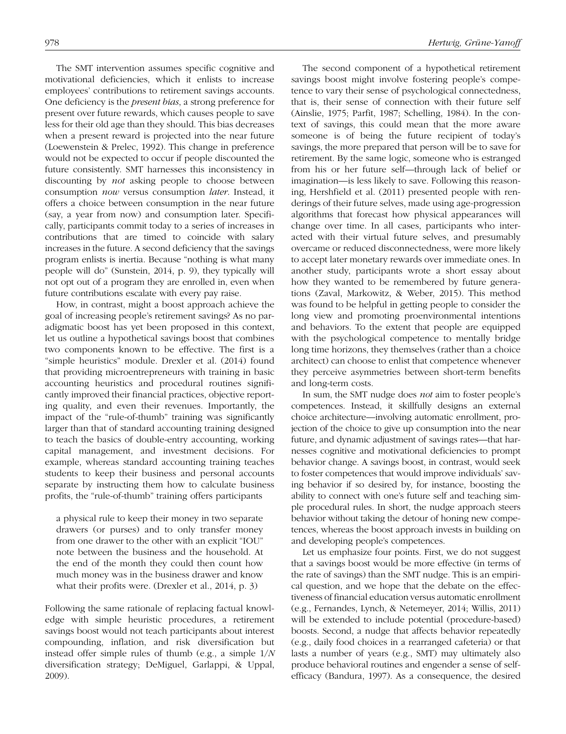The SMT intervention assumes specific cognitive and motivational deficiencies, which it enlists to increase employees' contributions to retirement savings accounts. One deficiency is the *present bias*, a strong preference for present over future rewards, which causes people to save less for their old age than they should. This bias decreases when a present reward is projected into the near future (Loewenstein & Prelec, 1992). This change in preference would not be expected to occur if people discounted the future consistently. SMT harnesses this inconsistency in discounting by *not* asking people to choose between consumption *now* versus consumption *later*. Instead, it offers a choice between consumption in the near future (say, a year from now) and consumption later. Specifically, participants commit today to a series of increases in contributions that are timed to coincide with salary increases in the future. A second deficiency that the savings program enlists is inertia. Because "nothing is what many people will do" (Sunstein, 2014, p. 9), they typically will not opt out of a program they are enrolled in, even when future contributions escalate with every pay raise.

How, in contrast, might a boost approach achieve the goal of increasing people's retirement savings? As no paradigmatic boost has yet been proposed in this context, let us outline a hypothetical savings boost that combines two components known to be effective. The first is a "simple heuristics" module. Drexler et al. (2014) found that providing microentrepreneurs with training in basic accounting heuristics and procedural routines significantly improved their financial practices, objective reporting quality, and even their revenues. Importantly, the impact of the "rule-of-thumb" training was significantly larger than that of standard accounting training designed to teach the basics of double-entry accounting, working capital management, and investment decisions. For example, whereas standard accounting training teaches students to keep their business and personal accounts separate by instructing them how to calculate business profits, the "rule-of-thumb" training offers participants

> a physical rule to keep their money in two separate drawers (or purses) and to only transfer money from one drawer to the other with an explicit "IOU" note between the business and the household. At the end of the month they could then count how much money was in the business drawer and know what their profits were. (Drexler et al., 2014, p. 3)

Following the same rationale of replacing factual knowledge with simple heuristic procedures, a retirement savings boost would not teach participants about interest compounding, inflation, and risk diversification but instead offer simple rules of thumb (e.g., a simple 1/*N* diversification strategy; DeMiguel, Garlappi, & Uppal, 2009).

The second component of a hypothetical retirement savings boost might involve fostering people's competence to vary their sense of psychological connectedness, that is, their sense of connection with their future self (Ainslie, 1975; Parfit, 1987; Schelling, 1984). In the context of savings, this could mean that the more aware someone is of being the future recipient of today's savings, the more prepared that person will be to save for retirement. By the same logic, someone who is estranged from his or her future self—through lack of belief or imagination—is less likely to save. Following this reasoning, Hershfield et al. (2011) presented people with renderings of their future selves, made using age-progression algorithms that forecast how physical appearances will change over time. In all cases, participants who interacted with their virtual future selves, and presumably overcame or reduced disconnectedness, were more likely to accept later monetary rewards over immediate ones. In another study, participants wrote a short essay about how they wanted to be remembered by future generations (Zaval, Markowitz, & Weber, 2015). This method was found to be helpful in getting people to consider the long view and promoting proenvironmental intentions and behaviors. To the extent that people are equipped with the psychological competence to mentally bridge long time horizons, they themselves (rather than a choice architect) can choose to enlist that competence whenever they perceive asymmetries between short-term benefits and long-term costs.

In sum, the SMT nudge does *not* aim to foster people's competences. Instead, it skillfully designs an external choice architecture—involving automatic enrollment, projection of the choice to give up consumption into the near future, and dynamic adjustment of savings rates—that harnesses cognitive and motivational deficiencies to prompt behavior change. A savings boost, in contrast, would seek to foster competences that would improve individuals' saving behavior if so desired by, for instance, boosting the ability to connect with one's future self and teaching simple procedural rules. In short, the nudge approach steers behavior without taking the detour of honing new competences, whereas the boost approach invests in building on and developing people's competences.

Let us emphasize four points. First, we do not suggest that a savings boost would be more effective (in terms of the rate of savings) than the SMT nudge. This is an empirical question, and we hope that the debate on the effectiveness of financial education versus automatic enrollment (e.g., Fernandes, Lynch, & Netemeyer, 2014; Willis, 2011) will be extended to include potential (procedure-based) boosts. Second, a nudge that affects behavior repeatedly (e.g., daily food choices in a rearranged cafeteria) or that lasts a number of years (e.g., SMT) may ultimately also produce behavioral routines and engender a sense of self-efficacy (Bandura, 1997). As a consequence, the desired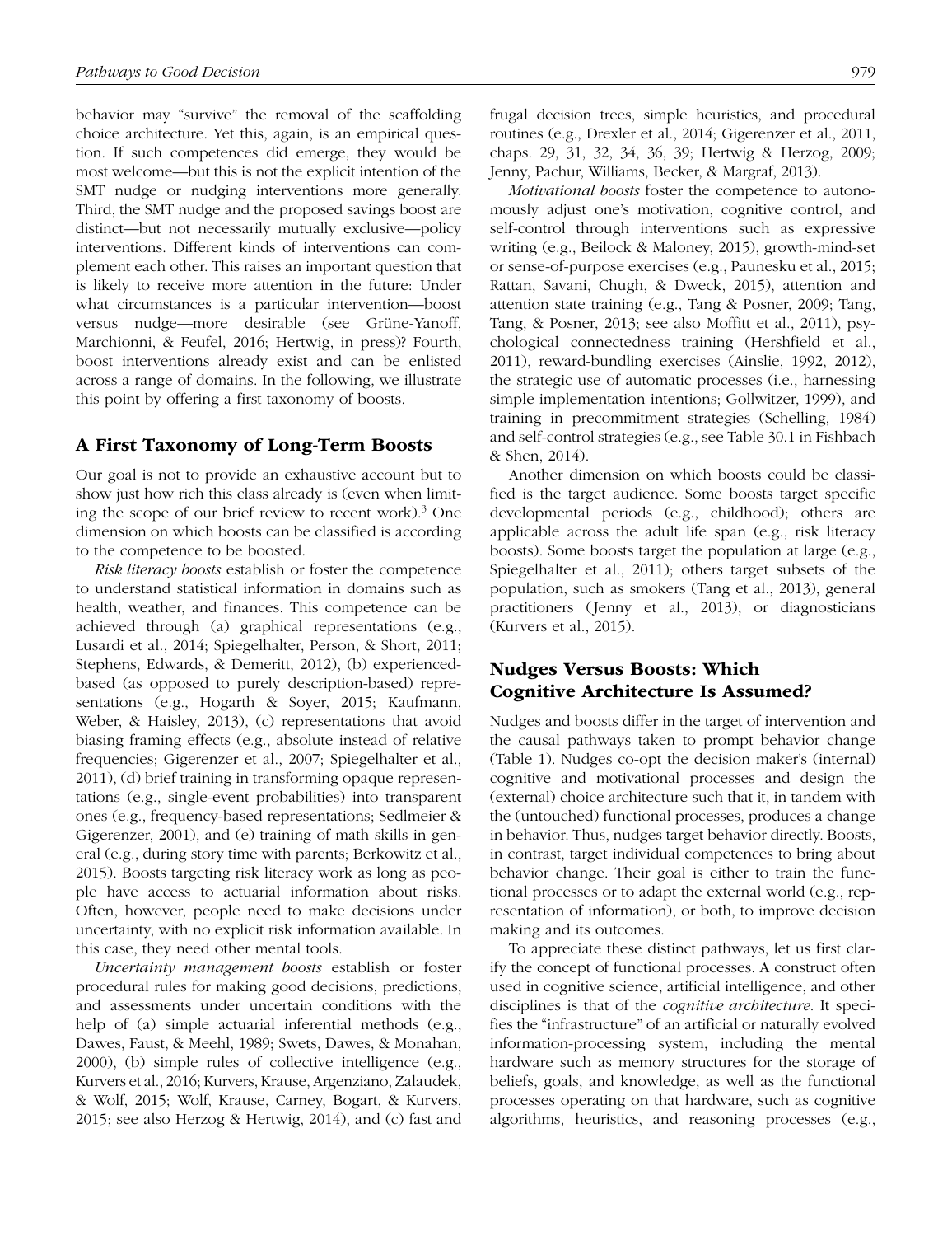behavior may "survive" the removal of the scaffolding choice architecture. Yet this, again, is an empirical question. If such competences did emerge, they would be most welcome—but this is not the explicit intention of the SMT nudge or nudging interventions more generally. Third, the SMT nudge and the proposed savings boost are distinct—but not necessarily mutually exclusive—policy interventions. Different kinds of interventions can complement each other. This raises an important question that is likely to receive more attention in the future: Under what circumstances is a particular intervention—boost versus nudge—more desirable (see Grüne-Yanoff, Marchionni, & Feufel, 2016; Hertwig, in press)? Fourth, boost interventions already exist and can be enlisted across a range of domains. In the following, we illustrate this point by offering a first taxonomy of boosts.

## A First Taxonomy of Long-Term Boosts

Our goal is not to provide an exhaustive account but to show just how rich this class already is (even when limiting the scope of our brief review to recent work).[3] One dimension on which boosts can be classified is according to the competence to be boosted.

*Risk literacy boosts* establish or foster the competence to understand statistical information in domains such as health, weather, and finances. This competence can be achieved through (a) graphical representations (e.g., Lusardi et al., 2014; Spiegelhalter, Person, & Short, 2011; Stephens, Edwards, & Demeritt, 2012), (b) experienced-based (as opposed to purely description-based) representations (e.g., Hogarth & Soyer, 2015; Kaufmann, Weber, & Haisley, 2013), (c) representations that avoid biasing framing effects (e.g., absolute instead of relative frequencies; Gigerenzer et al., 2007; Spiegelhalter et al., 2011), (d) brief training in transforming opaque representations (e.g., single-event probabilities) into transparent ones (e.g., frequency-based representations; Sedlmeier & Gigerenzer, 2001), and (e) training of math skills in general (e.g., during story time with parents; Berkowitz et al., 2015). Boosts targeting risk literacy work as long as people have access to actuarial information about risks. Often, however, people need to make decisions under uncertainty, with no explicit risk information available. In this case, they need other mental tools.

*Uncertainty management boosts* establish or foster procedural rules for making good decisions, predictions, and assessments under uncertain conditions with the help of (a) simple actuarial inferential methods (e.g., Dawes, Faust, & Meehl, 1989; Swets, Dawes, & Monahan, 2000), (b) simple rules of collective intelligence (e.g., Kurvers et al., 2016; Kurvers, Krause, Argenziano, Zalaudek, & Wolf, 2015; Wolf, Krause, Carney, Bogart, & Kurvers, 2015; see also Herzog & Hertwig, 2014), and (c) fast and frugal decision trees, simple heuristics, and procedural routines (e.g., Drexler et al., 2014; Gigerenzer et al., 2011, chaps. 29, 31, 32, 34, 36, 39; Hertwig & Herzog, 2009; Jenny, Pachur, Williams, Becker, & Margraf, 2013).

*Motivational boosts* foster the competence to autonomously adjust one's motivation, cognitive control, and self-control through interventions such as expressive writing (e.g., Beilock & Maloney, 2015), growth-mind-set or sense-of-purpose exercises (e.g., Paunesku et al., 2015; Rattan, Savani, Chugh, & Dweck, 2015), attention and attention state training (e.g., Tang & Posner, 2009; Tang, Tang, & Posner, 2013; see also Moffitt et al., 2011), psychological connectedness training (Hershfield et al., 2011), reward-bundling exercises (Ainslie, 1992, 2012), the strategic use of automatic processes (i.e., harnessing simple implementation intentions; Gollwitzer, 1999), and training in precommitment strategies (Schelling, 1984) and self-control strategies (e.g., see Table 30.1 in Fishbach & Shen, 2014).

Another dimension on which boosts could be classified is the target audience. Some boosts target specific developmental periods (e.g., childhood); others are applicable across the adult life span (e.g., risk literacy boosts). Some boosts target the population at large (e.g., Spiegelhalter et al., 2011); others target subsets of the population, such as smokers (Tang et al., 2013), general practitioners (Jenny et al., 2013), or diagnosticians (Kurvers et al., 2015).

## Nudges Versus Boosts: Which Cognitive Architecture Is Assumed?

Nudges and boosts differ in the target of intervention and the causal pathways taken to prompt behavior change (Table 1). Nudges co-opt the decision maker's (internal) cognitive and motivational processes and design the (external) choice architecture such that it, in tandem with the (untouched) functional processes, produces a change in behavior. Thus, nudges target behavior directly. Boosts, in contrast, target individual competences to bring about behavior change. Their goal is either to train the functional processes or to adapt the external world (e.g., representation of information), or both, to improve decision making and its outcomes.

To appreciate these distinct pathways, let us first clarify the concept of functional processes. A construct often used in cognitive science, artificial intelligence, and other disciplines is that of the *cognitive architecture*. It specifies the "infrastructure" of an artificial or naturally evolved information-processing system, including the mental hardware such as memory structures for the storage of beliefs, goals, and knowledge, as well as the functional processes operating on that hardware, such as cognitive algorithms, heuristics, and reasoning processes (e.g.,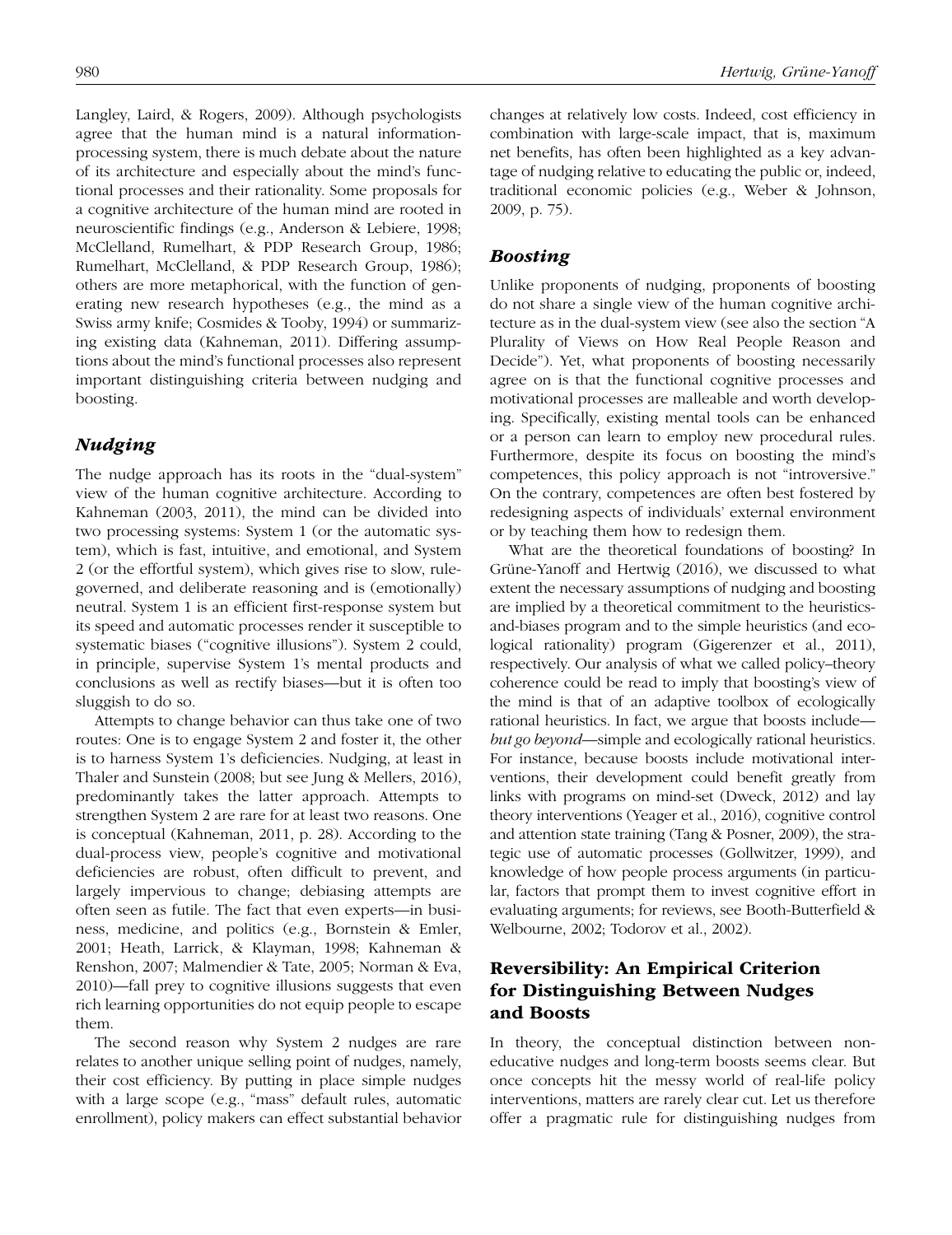Langley, Laird, & Rogers, 2009). Although psychologists agree that the human mind is a natural information-processing system, there is much debate about the nature of its architecture and especially about the mind's functional processes and their rationality. Some proposals for a cognitive architecture of the human mind are rooted in neuroscientific findings (e.g., Anderson & Lebiere, 1998; McClelland, Rumelhart, & PDP Research Group, 1986; Rumelhart, McClelland, & PDP Research Group, 1986); others are more metaphorical, with the function of generating new research hypotheses (e.g., the mind as a Swiss army knife; Cosmides & Tooby, 1994) or summarizing existing data (Kahneman, 2011). Differing assumptions about the mind's functional processes also represent important distinguishing criteria between nudging and boosting.

## *Nudging*

The nudge approach has its roots in the "dual-system" view of the human cognitive architecture. According to Kahneman (2003, 2011), the mind can be divided into two processing systems: System 1 (or the automatic system), which is fast, intuitive, and emotional, and System 2 (or the effortful system), which gives rise to slow, rule-governed, and deliberate reasoning and is (emotionally) neutral. System 1 is an efficient first-response system but its speed and automatic processes render it susceptible to systematic biases ("cognitive illusions"). System 2 could, in principle, supervise System 1's mental products and conclusions as well as rectify biases—but it is often too sluggish to do so.

Attempts to change behavior can thus take one of two routes: One is to engage System 2 and foster it, the other is to harness System 1's deficiencies. Nudging, at least in Thaler and Sunstein (2008; but see Jung & Mellers, 2016), predominantly takes the latter approach. Attempts to strengthen System 2 are rare for at least two reasons. One is conceptual (Kahneman, 2011, p. 28). According to the dual-process view, people's cognitive and motivational deficiencies are robust, often difficult to prevent, and largely impervious to change; debiasing attempts are often seen as futile. The fact that even experts—in business, medicine, and politics (e.g., Bornstein & Emler, 2001; Heath, Larrick, & Klayman, 1998; Kahneman & Renshon, 2007; Malmendier & Tate, 2005; Norman & Eva, 2010)—fall prey to cognitive illusions suggests that even rich learning opportunities do not equip people to escape them.

The second reason why System 2 nudges are rare relates to another unique selling point of nudges, namely, their cost efficiency. By putting in place simple nudges with a large scope (e.g., "mass" default rules, automatic enrollment), policy makers can effect substantial behavior changes at relatively low costs. Indeed, cost efficiency in combination with large-scale impact, that is, maximum net benefits, has often been highlighted as a key advantage of nudging relative to educating the public or, indeed, traditional economic policies (e.g., Weber & Johnson, 2009, p. 75).

## *Boosting*

Unlike proponents of nudging, proponents of boosting do not share a single view of the human cognitive architecture as in the dual-system view (see also the section "A Plurality of Views on How Real People Reason and Decide"). Yet, what proponents of boosting necessarily agree on is that the functional cognitive processes and motivational processes are malleable and worth developing. Specifically, existing mental tools can be enhanced or a person can learn to employ new procedural rules. Furthermore, despite its focus on boosting the mind's competences, this policy approach is not "introversive." On the contrary, competences are often best fostered by redesigning aspects of individuals' external environment or by teaching them how to redesign them.

What are the theoretical foundations of boosting? In Grüne-Yanoff and Hertwig (2016), we discussed to what extent the necessary assumptions of nudging and boosting are implied by a theoretical commitment to the heuristics-and-biases program and to the simple heuristics (and ecological rationality) program (Gigerenzer et al., 2011), respectively. Our analysis of what we called policy–theory coherence could be read to imply that boosting's view of the mind is that of an adaptive toolbox of ecologically rational heuristics. In fact, we argue that boosts include—*but go beyond*—simple and ecologically rational heuristics. For instance, because boosts include motivational interventions, their development could benefit greatly from links with programs on mind-set (Dweck, 2012) and lay theory interventions (Yeager et al., 2016), cognitive control and attention state training (Tang & Posner, 2009), the strategic use of automatic processes (Gollwitzer, 1999), and knowledge of how people process arguments (in particular, factors that prompt them to invest cognitive effort in evaluating arguments; for reviews, see Booth-Butterfield & Welbourne, 2002; Todorov et al., 2002).

# Reversibility: An Empirical Criterion for Distinguishing Between Nudges and Boosts

In theory, the conceptual distinction between non-educative nudges and long-term boosts seems clear. But once concepts hit the messy world of real-life policy interventions, matters are rarely clear cut. Let us therefore offer a pragmatic rule for distinguishing nudges from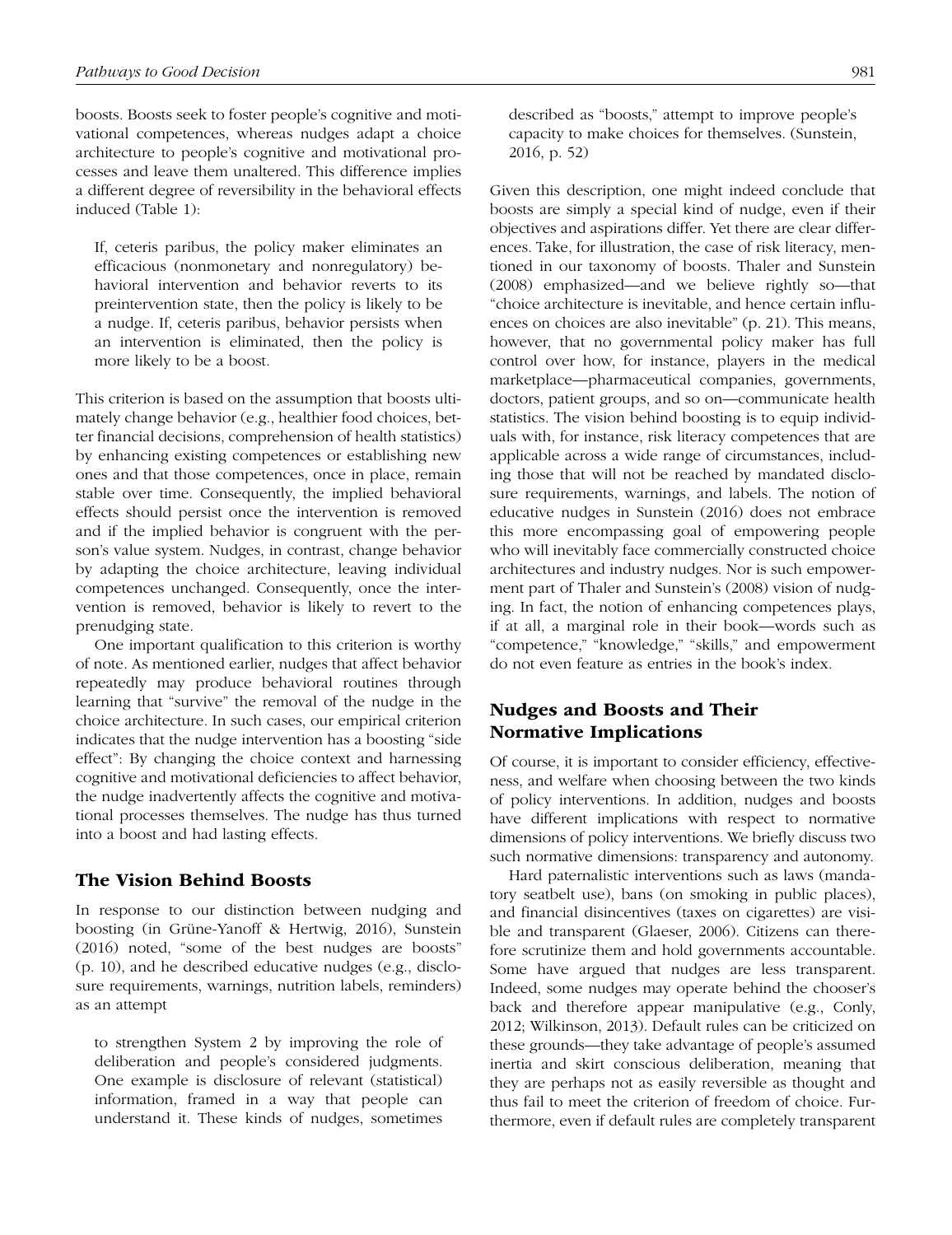boosts. Boosts seek to foster people's cognitive and motivational competences, whereas nudges adapt a choice architecture to people's cognitive and motivational processes and leave them unaltered. This difference implies a different degree of reversibility in the behavioral effects induced (Table 1):

> If, ceteris paribus, the policy maker eliminates an efficacious (nonmonetary and nonregulatory) behavioral intervention and behavior reverts to its preintervention state, then the policy is likely to be a nudge. If, ceteris paribus, behavior persists when an intervention is eliminated, then the policy is more likely to be a boost.

This criterion is based on the assumption that boosts ultimately change behavior (e.g., healthier food choices, better financial decisions, comprehension of health statistics) by enhancing existing competences or establishing new ones and that those competences, once in place, remain stable over time. Consequently, the implied behavioral effects should persist once the intervention is removed and if the implied behavior is congruent with the person's value system. Nudges, in contrast, change behavior by adapting the choice architecture, leaving individual competences unchanged. Consequently, once the intervention is removed, behavior is likely to revert to the prenudging state.

One important qualification to this criterion is worthy of note. As mentioned earlier, nudges that affect behavior repeatedly may produce behavioral routines through learning that "survive" the removal of the nudge in the choice architecture. In such cases, our empirical criterion indicates that the nudge intervention has a boosting "side effect": By changing the choice context and harnessing cognitive and motivational deficiencies to affect behavior, the nudge inadvertently affects the cognitive and motivational processes themselves. The nudge has thus turned into a boost and had lasting effects.

## The Vision Behind Boosts

In response to our distinction between nudging and boosting (in Grüne-Yanoff & Hertwig, 2016), Sunstein (2016) noted, "some of the best nudges are boosts" (p. 10), and he described educative nudges (e.g., disclosure requirements, warnings, nutrition labels, reminders) as an attempt

> to strengthen System 2 by improving the role of deliberation and people's considered judgments. One example is disclosure of relevant (statistical) information, framed in a way that people can understand it. These kinds of nudges, sometimes described as "boosts," attempt to improve people's capacity to make choices for themselves. (Sunstein, 2016, p. 52)

Given this description, one might indeed conclude that boosts are simply a special kind of nudge, even if their objectives and aspirations differ. Yet there are clear differences. Take, for illustration, the case of risk literacy, mentioned in our taxonomy of boosts. Thaler and Sunstein (2008) emphasized—and we believe rightly so—that "choice architecture is inevitable, and hence certain influences on choices are also inevitable" (p. 21). This means, however, that no governmental policy maker has full control over how, for instance, players in the medical marketplace—pharmaceutical companies, governments, doctors, patient groups, and so on—communicate health statistics. The vision behind boosting is to equip individuals with, for instance, risk literacy competences that are applicable across a wide range of circumstances, including those that will not be reached by mandated disclosure requirements, warnings, and labels. The notion of educative nudges in Sunstein (2016) does not embrace this more encompassing goal of empowering people who will inevitably face commercially constructed choice architectures and industry nudges. Nor is such empowerment part of Thaler and Sunstein's (2008) vision of nudging. In fact, the notion of enhancing competences plays, if at all, a marginal role in their book—words such as "competence," "knowledge," "skills," and empowerment do not even feature as entries in the book's index.

## Nudges and Boosts and Their Normative Implications

Of course, it is important to consider efficiency, effectiveness, and welfare when choosing between the two kinds of policy interventions. In addition, nudges and boosts have different implications with respect to normative dimensions of policy interventions. We briefly discuss two such normative dimensions: transparency and autonomy.

Hard paternalistic interventions such as laws (mandatory seatbelt use), bans (on smoking in public places), and financial disincentives (taxes on cigarettes) are visible and transparent (Glaeser, 2006). Citizens can therefore scrutinize them and hold governments accountable. Some have argued that nudges are less transparent. Indeed, some nudges may operate behind the chooser's back and therefore appear manipulative (e.g., Conly, 2012; Wilkinson, 2013). Default rules can be criticized on these grounds—they take advantage of people's assumed inertia and skirt conscious deliberation, meaning that they are perhaps not as easily reversible as thought and thus fail to meet the criterion of freedom of choice. Furthermore, even if default rules are completely transparent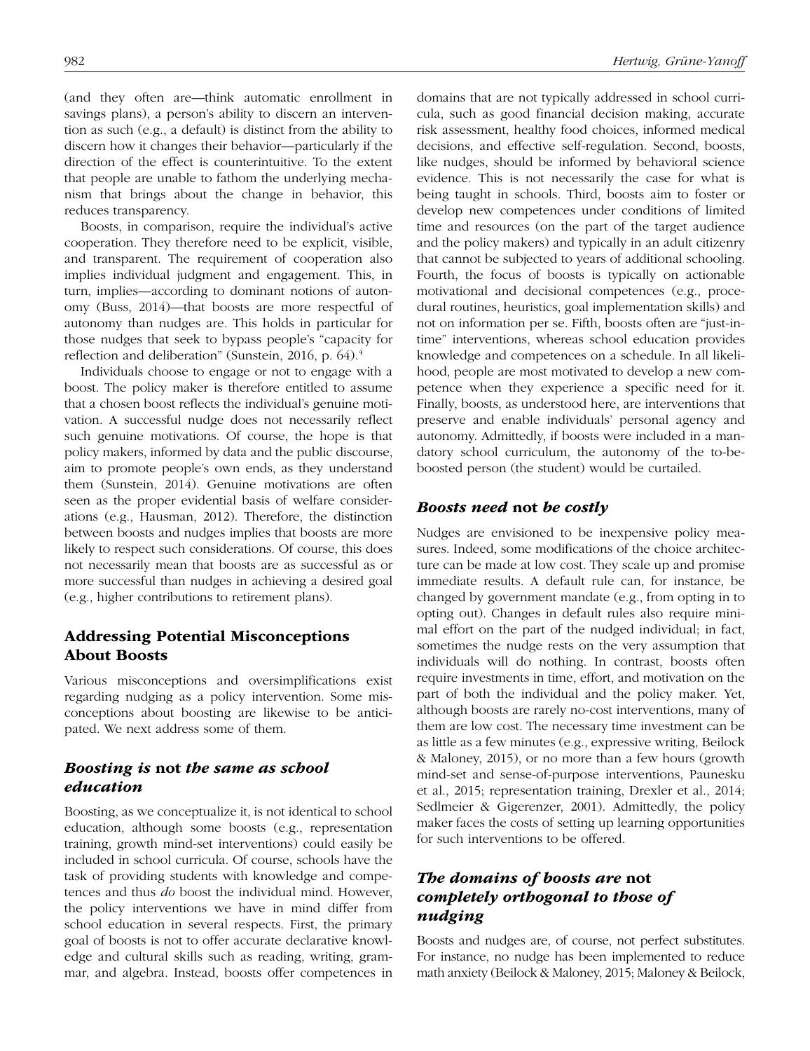(and they often are—think automatic enrollment in savings plans), a person's ability to discern an intervention as such (e.g., a default) is distinct from the ability to discern how it changes their behavior—particularly if the direction of the effect is counterintuitive. To the extent that people are unable to fathom the underlying mechanism that brings about the change in behavior, this reduces transparency.

Boosts, in comparison, require the individual's active cooperation. They therefore need to be explicit, visible, and transparent. The requirement of cooperation also implies individual judgment and engagement. This, in turn, implies—according to dominant notions of autonomy (Buss, 2014)—that boosts are more respectful of autonomy than nudges are. This holds in particular for those nudges that seek to bypass people's "capacity for reflection and deliberation" (Sunstein, 2016, p. 64).[4]

Individuals choose to engage or not to engage with a boost. The policy maker is therefore entitled to assume that a chosen boost reflects the individual's genuine motivation. A successful nudge does not necessarily reflect such genuine motivations. Of course, the hope is that policy makers, informed by data and the public discourse, aim to promote people's own ends, as they understand them (Sunstein, 2014). Genuine motivations are often seen as the proper evidential basis of welfare considerations (e.g., Hausman, 2012). Therefore, the distinction between boosts and nudges implies that boosts are more likely to respect such considerations. Of course, this does not necessarily mean that boosts are as successful as or more successful than nudges in achieving a desired goal (e.g., higher contributions to retirement plans).

## Addressing Potential Misconceptions About Boosts

Various misconceptions and oversimplifications exist regarding nudging as a policy intervention. Some misconceptions about boosting are likewise to be anticipated. We next address some of them.

### *Boosting is* **not** *the same as school education*

Boosting, as we conceptualize it, is not identical to school education, although some boosts (e.g., representation training, growth mind-set interventions) could easily be included in school curricula. Of course, schools have the task of providing students with knowledge and competences and thus *do* boost the individual mind. However, the policy interventions we have in mind differ from school education in several respects. First, the primary goal of boosts is not to offer accurate declarative knowledge and cultural skills such as reading, writing, grammar, and algebra. Instead, boosts offer competences in domains that are not typically addressed in school curricula, such as good financial decision making, accurate risk assessment, healthy food choices, informed medical decisions, and effective self-regulation. Second, boosts, like nudges, should be informed by behavioral science evidence. This is not necessarily the case for what is being taught in schools. Third, boosts aim to foster or develop new competences under conditions of limited time and resources (on the part of the target audience and the policy makers) and typically in an adult citizenry that cannot be subjected to years of additional schooling. Fourth, the focus of boosts is typically on actionable motivational and decisional competences (e.g., procedural routines, heuristics, goal implementation skills) and not on information per se. Fifth, boosts often are "just-in-time" interventions, whereas school education provides knowledge and competences on a schedule. In all likelihood, people are most motivated to develop a new competence when they experience a specific need for it. Finally, boosts, as understood here, are interventions that preserve and enable individuals' personal agency and autonomy. Admittedly, if boosts were included in a mandatory school curriculum, the autonomy of the to-be-boosted person (the student) would be curtailed.

### *Boosts need* **not** *be costly*

Nudges are envisioned to be inexpensive policy measures. Indeed, some modifications of the choice architecture can be made at low cost. They scale up and promise immediate results. A default rule can, for instance, be changed by government mandate (e.g., from opting in to opting out). Changes in default rules also require minimal effort on the part of the nudged individual; in fact, sometimes the nudge rests on the very assumption that individuals will do nothing. In contrast, boosts often require investments in time, effort, and motivation on the part of both the individual and the policy maker. Yet, although boosts are rarely no-cost interventions, many of them are low cost. The necessary time investment can be as little as a few minutes (e.g., expressive writing, Beilock & Maloney, 2015), or no more than a few hours (growth mind-set and sense-of-purpose interventions, Paunesku et al., 2015; representation training, Drexler et al., 2014; Sedlmeier & Gigerenzer, 2001). Admittedly, the policy maker faces the costs of setting up learning opportunities for such interventions to be offered.

### *The domains of boosts are* **not** *completely orthogonal to those of nudging*

Boosts and nudges are, of course, not perfect substitutes. For instance, no nudge has been implemented to reduce math anxiety (Beilock & Maloney, 2015; Maloney & Beilock,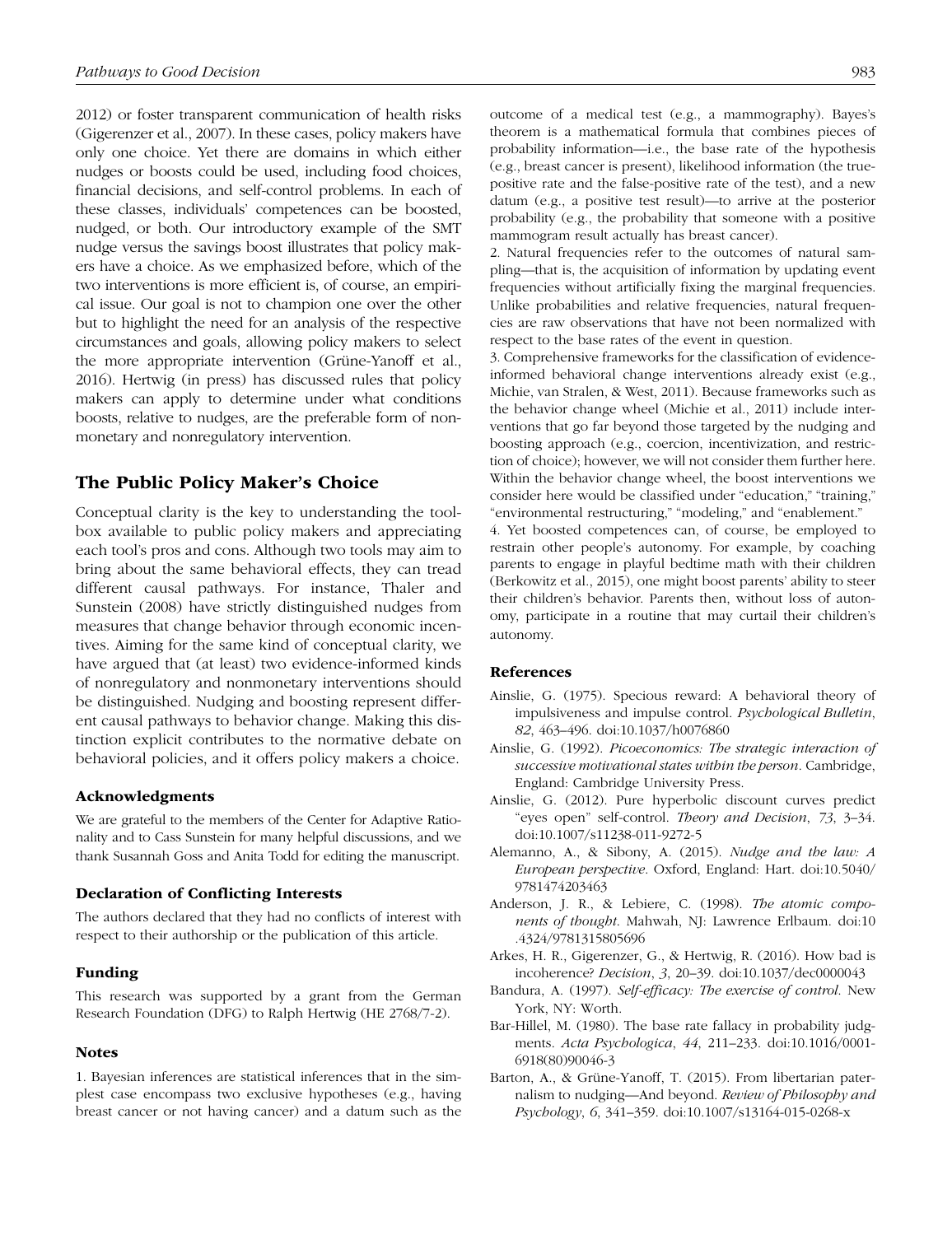2012) or foster transparent communication of health risks (Gigerenzer et al., 2007). In these cases, policy makers have only one choice. Yet there are domains in which either nudges or boosts could be used, including food choices, financial decisions, and self-control problems. In each of these classes, individuals' competences can be boosted, nudged, or both. Our introductory example of the SMT nudge versus the savings boost illustrates that policy makers have a choice. As we emphasized before, which of the two interventions is more efficient is, of course, an empirical issue. Our goal is not to champion one over the other but to highlight the need for an analysis of the respective circumstances and goals, allowing policy makers to select the more appropriate intervention (Grüne-Yanoff et al., 2016). Hertwig (in press) has discussed rules that policy makers can apply to determine under what conditions boosts, relative to nudges, are the preferable form of nonmonetary and nonregulatory intervention.

## The Public Policy Maker's Choice

Conceptual clarity is the key to understanding the toolbox available to public policy makers and appreciating each tool's pros and cons. Although two tools may aim to bring about the same behavioral effects, they can tread different causal pathways. For instance, Thaler and Sunstein (2008) have strictly distinguished nudges from measures that change behavior through economic incentives. Aiming for the same kind of conceptual clarity, we have argued that (at least) two evidence-informed kinds of nonregulatory and nonmonetary interventions should be distinguished. Nudging and boosting represent different causal pathways to behavior change. Making this distinction explicit contributes to the normative debate on behavioral policies, and it offers policy makers a choice.

### Acknowledgments

We are grateful to the members of the Center for Adaptive Rationality and to Cass Sunstein for many helpful discussions, and we thank Susannah Goss and Anita Todd for editing the manuscript.

### Declaration of Conflicting Interests

The authors declared that they had no conflicts of interest with respect to their authorship or the publication of this article.

### Funding

This research was supported by a grant from the German Research Foundation (DFG) to Ralph Hertwig (HE 2768/7-2).

### Notes

1. Bayesian inferences are statistical inferences that in the simplest case encompass two exclusive hypotheses (e.g., having breast cancer or not having cancer) and a datum such as the outcome of a medical test (e.g., a mammography). Bayes's theorem is a mathematical formula that combines pieces of probability information—i.e., the base rate of the hypothesis (e.g., breast cancer is present), likelihood information (the true-positive rate and the false-positive rate of the test), and a new datum (e.g., a positive test result)—to arrive at the posterior probability (e.g., the probability that someone with a positive mammogram result actually has breast cancer).

2. Natural frequencies refer to the outcomes of natural sampling—that is, the acquisition of information by updating event frequencies without artificially fixing the marginal frequencies. Unlike probabilities and relative frequencies, natural frequencies are raw observations that have not been normalized with respect to the base rates of the event in question.

3. Comprehensive frameworks for the classification of evidence-informed behavioral change interventions already exist (e.g., Michie, van Stralen, & West, 2011). Because frameworks such as the behavior change wheel (Michie et al., 2011) include interventions that go far beyond those targeted by the nudging and boosting approach (e.g., coercion, incentivization, and restriction of choice); however, we will not consider them further here. Within the behavior change wheel, the boost interventions we consider here would be classified under "education," "training," "environmental restructuring," "modeling," and "enablement."

4. Yet boosted competences can, of course, be employed to restrain other people's autonomy. For example, by coaching parents to engage in playful bedtime math with their children (Berkowitz et al., 2015), one might boost parents' ability to steer their children's behavior. Parents then, without loss of autonomy, participate in a routine that may curtail their children's autonomy.

### References

Ainslie, G. (1975). Specious reward: A behavioral theory of impulsiveness and impulse control. *Psychological Bulletin*, *82*, 463–496. doi:10.1037/h0076860

Ainslie, G. (1992). *Picoeconomics: The strategic interaction of successive motivational states within the person*. Cambridge, England: Cambridge University Press.

Ainslie, G. (2012). Pure hyperbolic discount curves predict "eyes open" self-control. *Theory and Decision*, *73*, 3–34. doi:10.1007/s11238-011-9272-5

Alemanno, A., & Sibony, A. (2015). *Nudge and the law: A European perspective*. Oxford, England: Hart. doi:10.5040/9781474203463

Anderson, J. R., & Lebiere, C. (1998). *The atomic components of thought*. Mahwah, NJ: Lawrence Erlbaum. doi:10.4324/9781315805696

Arkes, H. R., Gigerenzer, G., & Hertwig, R. (2016). How bad is incoherence? *Decision*, *3*, 20–39. doi:10.1037/dec0000043

Bandura, A. (1997). *Self-efficacy: The exercise of control*. New York, NY: Worth.

Bar-Hillel, M. (1980). The base rate fallacy in probability judgments. *Acta Psychologica*, *44*, 211–233. doi:10.1016/0001-6918(80)90046-3

Barton, A., & Grüne-Yanoff, T. (2015). From libertarian paternalism to nudging—And beyond. *Review of Philosophy and Psychology*, *6*, 341–359. doi:10.1007/s13164-015-0268-x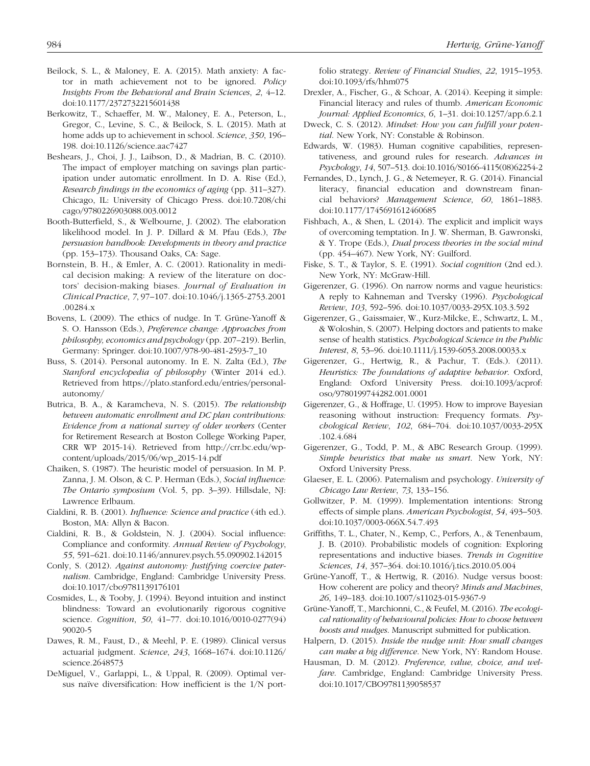Beilock, S. L., & Maloney, E. A. (2015). Math anxiety: A factor in math achievement not to be ignored. *Policy Insights From the Behavioral and Brain Sciences*, *2*, 4–12. doi:10.1177/2372732215601438

Berkowitz, T., Schaeffer, M. W., Maloney, E. A., Peterson, L., Gregor, C., Levine, S. C., & Beilock, S. L. (2015). Math at home adds up to achievement in school. *Science*, *350*, 196–198. doi:10.1126/science.aac7427

Beshears, J., Choi, J. J., Laibson, D., & Madrian, B. C. (2010). The impact of employer matching on savings plan participation under automatic enrollment. In D. A. Rise (Ed.), *Research findings in the economics of aging* (pp. 311–327). Chicago, IL: University of Chicago Press. doi:10.7208/chicago/9780226903088.003.0012

Booth-Butterfield, S., & Welbourne, J. (2002). The elaboration likelihood model. In J. P. Dillard & M. Pfau (Eds.), *The persuasion handbook: Developments in theory and practice* (pp. 153–173). Thousand Oaks, CA: Sage.

Bornstein, B. H., & Emler, A. C. (2001). Rationality in medical decision making: A review of the literature on doctors' decision-making biases. *Journal of Evaluation in Clinical Practice*, *7*, 97–107. doi:10.1046/j.1365-2753.2001.00284.x

Bovens, L. (2009). The ethics of nudge. In T. Grüne-Yanoff & S. O. Hansson (Eds.), *Preference change: Approaches from philosophy, economics and psychology* (pp. 207–219). Berlin, Germany: Springer. doi:10.1007/978-90-481-2593-7_10

Buss, S. (2014). Personal autonomy. In E. N. Zalta (Ed.), *The Stanford encyclopedia of philosophy* (Winter 2014 ed.). Retrieved from https://plato.stanford.edu/entries/personal-autonomy/

Butrica, B. A., & Karamcheva, N. S. (2015). *The relationship between automatic enrollment and DC plan contributions: Evidence from a national survey of older workers* (Center for Retirement Research at Boston College Working Paper, CRR WP 2015-14). Retrieved from http://crr.bc.edu/wp-content/uploads/2015/06/wp_2015-14.pdf

Chaiken, S. (1987). The heuristic model of persuasion. In M. P. Zanna, J. M. Olson, & C. P. Herman (Eds.), *Social influence: The Ontario symposium* (Vol. 5, pp. 3–39). Hillsdale, NJ: Lawrence Erlbaum.

Cialdini, R. B. (2001). *Influence: Science and practice* (4th ed.). Boston, MA: Allyn & Bacon.

Cialdini, R. B., & Goldstein, N. J. (2004). Social influence: Compliance and conformity. *Annual Review of Psychology*, *55*, 591–621. doi:10.1146/annurev.psych.55.090902.142015

Conly, S. (2012). *Against autonomy: Justifying coercive paternalism*. Cambridge, England: Cambridge University Press. doi:10.1017/cbo9781139176101

Cosmides, L., & Tooby, J. (1994). Beyond intuition and instinct blindness: Toward an evolutionarily rigorous cognitive science. *Cognition*, *50*, 41–77. doi:10.1016/0010-0277(94)90020-5

Dawes, R. M., Faust, D., & Meehl, P. E. (1989). Clinical versus actuarial judgment. *Science*, *243*, 1668–1674. doi:10.1126/science.2648573

DeMiguel, V., Garlappi, L., & Uppal, R. (2009). Optimal versus naïve diversification: How inefficient is the 1/N portfolio strategy. *Review of Financial Studies*, *22*, 1915–1953. doi:10.1093/rfs/hhm075

Drexler, A., Fischer, G., & Schoar, A. (2014). Keeping it simple: Financial literacy and rules of thumb. *American Economic Journal: Applied Economics*, *6*, 1–31. doi:10.1257/app.6.2.1

Dweck, C. S. (2012). *Mindset: How you can fulfill your potential*. New York, NY: Constable & Robinson.

Edwards, W. (1983). Human cognitive capabilities, representativeness, and ground rules for research. *Advances in Psychology*, *14*, 507–513. doi:10.1016/S0166-4115(08)62254-2

Fernandes, D., Lynch, J. G., & Netemeyer, R. G. (2014). Financial literacy, financial education and downstream financial behaviors? *Management Science*, *60*, 1861–1883. doi:10.1177/1745691612460685

Fishbach, A., & Shen, L. (2014). The explicit and implicit ways of overcoming temptation. In J. W. Sherman, B. Gawronski, & Y. Trope (Eds.), *Dual process theories in the social mind* (pp. 454–467). New York, NY: Guilford.

Fiske, S. T., & Taylor, S. E. (1991). *Social cognition* (2nd ed.). New York, NY: McGraw-Hill.

Gigerenzer, G. (1996). On narrow norms and vague heuristics: A reply to Kahneman and Tversky (1996). *Psychological Review*, *103*, 592–596. doi:10.1037/0033-295X.103.3.592

Gigerenzer, G., Gaissmaier, W., Kurz-Milcke, E., Schwartz, L. M., & Woloshin, S. (2007). Helping doctors and patients to make sense of health statistics. *Psychological Science in the Public Interest*, *8*, 53–96. doi:10.1111/j.1539-6053.2008.00033.x

Gigerenzer, G., Hertwig, R., & Pachur, T. (Eds.). (2011). *Heuristics: The foundations of adaptive behavior*. Oxford, England: Oxford University Press. doi:10.1093/acprof:oso/9780199744282.001.0001

Gigerenzer, G., & Hoffrage, U. (1995). How to improve Bayesian reasoning without instruction: Frequency formats. *Psychological Review*, *102*, 684–704. doi:10.1037/0033-295X.102.4.684

Gigerenzer, G., Todd, P. M., & ABC Research Group. (1999). *Simple heuristics that make us smart*. New York, NY: Oxford University Press.

Glaeser, E. L. (2006). Paternalism and psychology. *University of Chicago Law Review*, *73*, 133–156.

Gollwitzer, P. M. (1999). Implementation intentions: Strong effects of simple plans. *American Psychologist*, *54*, 493–503. doi:10.1037/0003-066X.54.7.493

Griffiths, T. L., Chater, N., Kemp, C., Perfors, A., & Tenenbaum, J. B. (2010). Probabilistic models of cognition: Exploring representations and inductive biases. *Trends in Cognitive Sciences*, *14*, 357–364. doi:10.1016/j.tics.2010.05.004

Grüne-Yanoff, T., & Hertwig, R. (2016). Nudge versus boost: How coherent are policy and theory? *Minds and Machines*, *26*, 149–183. doi:10.1007/s11023-015-9367-9

Grüne-Yanoff, T., Marchionni, C., & Feufel, M. (2016). *The ecological rationality of behavioural policies: How to choose between boosts and nudges*. Manuscript submitted for publication.

Halpern, D. (2015). *Inside the nudge unit: How small changes can make a big difference*. New York, NY: Random House.

Hausman, D. M. (2012). *Preference, value, choice, and welfare*. Cambridge, England: Cambridge University Press. doi:10.1017/CBO9781139058537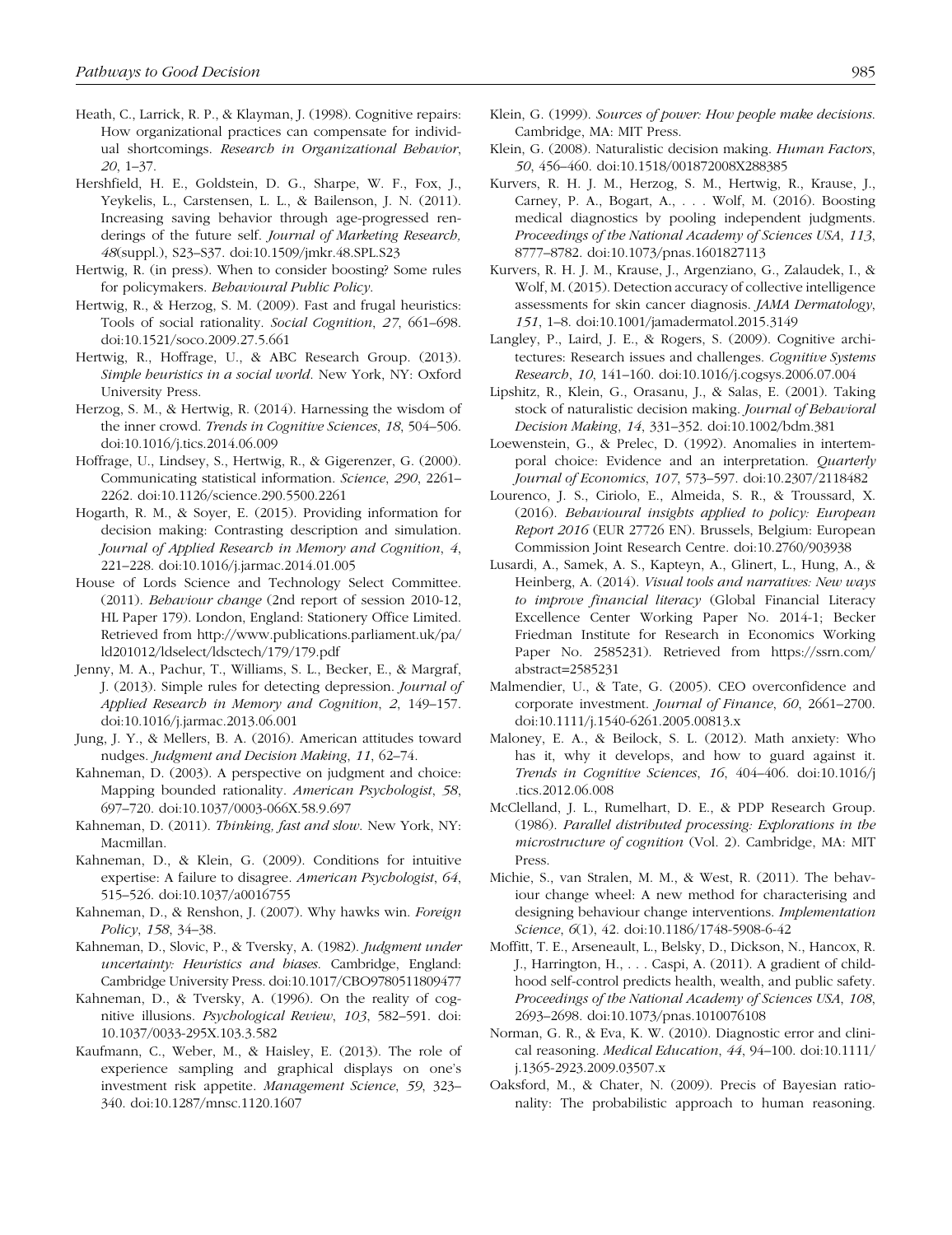Heath, C., Larrick, R. P., & Klayman, J. (1998). Cognitive repairs: How organizational practices can compensate for individual shortcomings. *Research in Organizational Behavior*, *20*, 1–37.

Hershfield, H. E., Goldstein, D. G., Sharpe, W. F., Fox, J., Yeykelis, L., Carstensen, L. L., & Bailenson, J. N. (2011). Increasing saving behavior through age-progressed renderings of the future self. *Journal of Marketing Research*, *48*(suppl.), S23–S37. doi:10.1509/jmkr.48.SPL.S23

Hertwig, R. (in press). When to consider boosting? Some rules for policymakers. *Behavioural Public Policy*.

Hertwig, R., & Herzog, S. M. (2009). Fast and frugal heuristics: Tools of social rationality. *Social Cognition*, *27*, 661–698. doi:10.1521/soco.2009.27.5.661

Hertwig, R., Hoffrage, U., & ABC Research Group. (2013). *Simple heuristics in a social world*. New York, NY: Oxford University Press.

Herzog, S. M., & Hertwig, R. (2014). Harnessing the wisdom of the inner crowd. *Trends in Cognitive Sciences*, *18*, 504–506. doi:10.1016/j.tics.2014.06.009

Hoffrage, U., Lindsey, S., Hertwig, R., & Gigerenzer, G. (2000). Communicating statistical information. *Science*, *290*, 2261–2262. doi:10.1126/science.290.5500.2261

Hogarth, R. M., & Soyer, E. (2015). Providing information for decision making: Contrasting description and simulation. *Journal of Applied Research in Memory and Cognition*, *4*, 221–228. doi:10.1016/j.jarmac.2014.01.005

House of Lords Science and Technology Select Committee. (2011). *Behaviour change* (2nd report of session 2010-12, HL Paper 179). London, England: Stationery Office Limited. Retrieved from http://www.publications.parliament.uk/pa/ld201012/ldselect/ldsctech/179/179.pdf

Jenny, M. A., Pachur, T., Williams, S. L., Becker, E., & Margraf, J. (2013). Simple rules for detecting depression. *Journal of Applied Research in Memory and Cognition*, *2*, 149–157. doi:10.1016/j.jarmac.2013.06.001

Jung, J. Y., & Mellers, B. A. (2016). American attitudes toward nudges. *Judgment and Decision Making*, *11*, 62–74.

Kahneman, D. (2003). A perspective on judgment and choice: Mapping bounded rationality. *American Psychologist*, *58*, 697–720. doi:10.1037/0003-066X.58.9.697

Kahneman, D. (2011). *Thinking, fast and slow*. New York, NY: Macmillan.

Kahneman, D., & Klein, G. (2009). Conditions for intuitive expertise: A failure to disagree. *American Psychologist*, *64*, 515–526. doi:10.1037/a0016755

Kahneman, D., & Renshon, J. (2007). Why hawks win. *Foreign Policy*, *158*, 34–38.

Kahneman, D., Slovic, P., & Tversky, A. (1982). *Judgment under uncertainty: Heuristics and biases*. Cambridge, England: Cambridge University Press. doi:10.1017/CBO9780511809477

Kahneman, D., & Tversky, A. (1996). On the reality of cognitive illusions. *Psychological Review*, *103*, 582–591. doi:10.1037/0033-295X.103.3.582

Kaufmann, C., Weber, M., & Haisley, E. (2013). The role of experience sampling and graphical displays on one's investment risk appetite. *Management Science*, *59*, 323–340. doi:10.1287/mnsc.1120.1607

Klein, G. (1999). *Sources of power: How people make decisions*. Cambridge, MA: MIT Press.

Klein, G. (2008). Naturalistic decision making. *Human Factors*, *50*, 456–460. doi:10.1518/001872008X288385

Kurvers, R. H. J. M., Herzog, S. M., Hertwig, R., Krause, J., Carney, P. A., Bogart, A., . . . Wolf, M. (2016). Boosting medical diagnostics by pooling independent judgments. *Proceedings of the National Academy of Sciences USA*, *113*, 8777–8782. doi:10.1073/pnas.1601827113

Kurvers, R. H. J. M., Krause, J., Argenziano, G., Zalaudek, I., & Wolf, M. (2015). Detection accuracy of collective intelligence assessments for skin cancer diagnosis. *JAMA Dermatology*, *151*, 1–8. doi:10.1001/jamadermatol.2015.3149

Langley, P., Laird, J. E., & Rogers, S. (2009). Cognitive architectures: Research issues and challenges. *Cognitive Systems Research*, *10*, 141–160. doi:10.1016/j.cogsys.2006.07.004

Lipshitz, R., Klein, G., Orasanu, J., & Salas, E. (2001). Taking stock of naturalistic decision making. *Journal of Behavioral Decision Making*, *14*, 331–352. doi:10.1002/bdm.381

Loewenstein, G., & Prelec, D. (1992). Anomalies in intertemporal choice: Evidence and an interpretation. *Quarterly Journal of Economics*, *107*, 573–597. doi:10.2307/2118482

Lourenco, J. S., Ciriolo, E., Almeida, S. R., & Troussard, X. (2016). *Behavioural insights applied to policy: European Report 2016* (EUR 27726 EN). Brussels, Belgium: European Commission Joint Research Centre. doi:10.2760/903938

Lusardi, A., Samek, A. S., Kapteyn, A., Glinert, L., Hung, A., & Heinberg, A. (2014). *Visual tools and narratives: New ways to improve financial literacy* (Global Financial Literacy Excellence Center Working Paper No. 2014-1; Becker Friedman Institute for Research in Economics Working Paper No. 2585231). Retrieved from https://ssrn.com/abstract=2585231

Malmendier, U., & Tate, G. (2005). CEO overconfidence and corporate investment. *Journal of Finance*, *60*, 2661–2700. doi:10.1111/j.1540-6261.2005.00813.x

Maloney, E. A., & Beilock, S. L. (2012). Math anxiety: Who has it, why it develops, and how to guard against it. *Trends in Cognitive Sciences*, *16*, 404–406. doi:10.1016/j.tics.2012.06.008

McClelland, J. L., Rumelhart, D. E., & PDP Research Group. (1986). *Parallel distributed processing: Explorations in the microstructure of cognition* (Vol. 2). Cambridge, MA: MIT Press.

Michie, S., van Stralen, M. M., & West, R. (2011). The behaviour change wheel: A new method for characterising and designing behaviour change interventions. *Implementation Science*, *6*(1), 42. doi:10.1186/1748-5908-6-42

Moffitt, T. E., Arseneault, L., Belsky, D., Dickson, N., Hancox, R. J., Harrington, H., . . . Caspi, A. (2011). A gradient of childhood self-control predicts health, wealth, and public safety. *Proceedings of the National Academy of Sciences USA*, *108*, 2693–2698. doi:10.1073/pnas.1010076108

Norman, G. R., & Eva, K. W. (2010). Diagnostic error and clinical reasoning. *Medical Education*, *44*, 94–100. doi:10.1111/j.1365-2923.2009.03507.x

Oaksford, M., & Chater, N. (2009). Precis of Bayesian rationality: The probabilistic approach to human reasoning.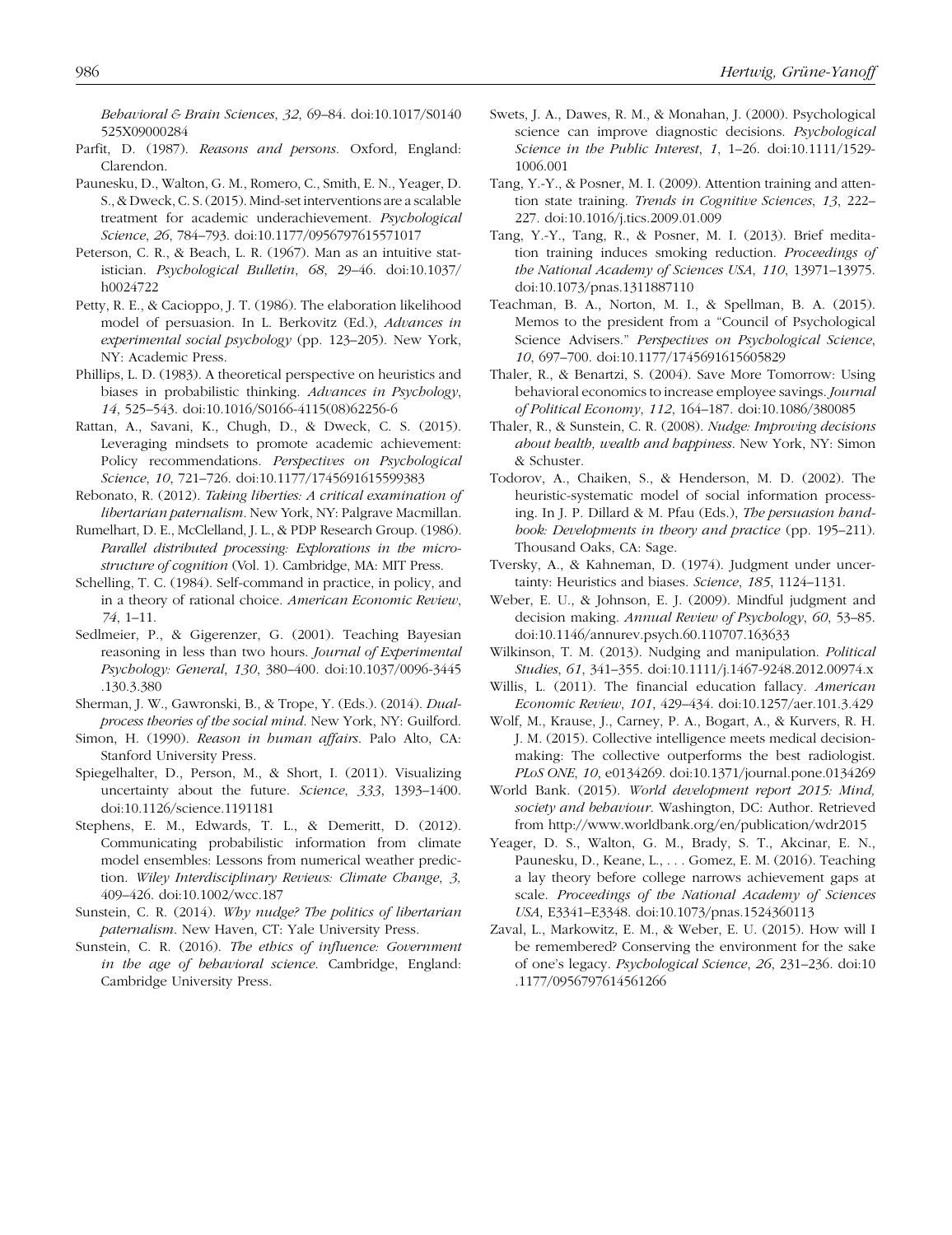*Behavioral & Brain Sciences*, *32*, 69–84. doi:10.1017/S0140525X09000284

Parfit, D. (1987). *Reasons and persons*. Oxford, England: Clarendon.

Paunesku, D., Walton, G. M., Romero, C., Smith, E. N., Yeager, D. S., & Dweck, C. S. (2015). Mind-set interventions are a scalable treatment for academic underachievement. *Psychological Science*, *26*, 784–793. doi:10.1177/0956797615571017

Peterson, C. R., & Beach, L. R. (1967). Man as an intuitive statistician. *Psychological Bulletin*, *68*, 29–46. doi:10.1037/h0024722

Petty, R. E., & Cacioppo, J. T. (1986). The elaboration likelihood model of persuasion. In L. Berkovitz (Ed.), *Advances in experimental social psychology* (pp. 123–205). New York, NY: Academic Press.

Phillips, L. D. (1983). A theoretical perspective on heuristics and biases in probabilistic thinking. *Advances in Psychology*, *14*, 525–543. doi:10.1016/S0166-4115(08)62256-6

Rattan, A., Savani, K., Chugh, D., & Dweck, C. S. (2015). Leveraging mindsets to promote academic achievement: Policy recommendations. *Perspectives on Psychological Science*, *10*, 721–726. doi:10.1177/1745691615599383

Rebonato, R. (2012). *Taking liberties: A critical examination of libertarian paternalism*. New York, NY: Palgrave Macmillan.

Rumelhart, D. E., McClelland, J. L., & PDP Research Group. (1986). *Parallel distributed processing: Explorations in the microstructure of cognition* (Vol. 1). Cambridge, MA: MIT Press.

Schelling, T. C. (1984). Self-command in practice, in policy, and in a theory of rational choice. *American Economic Review*, *74*, 1–11.

Sedlmeier, P., & Gigerenzer, G. (2001). Teaching Bayesian reasoning in less than two hours. *Journal of Experimental Psychology: General*, *130*, 380–400. doi:10.1037/0096-3445.130.3.380

Sherman, J. W., Gawronski, B., & Trope, Y. (Eds.). (2014). *Dual-process theories of the social mind*. New York, NY: Guilford.

Simon, H. (1990). *Reason in human affairs*. Palo Alto, CA: Stanford University Press.

Spiegelhalter, D., Person, M., & Short, I. (2011). Visualizing uncertainty about the future. *Science*, *333*, 1393–1400. doi:10.1126/science.1191181

Stephens, E. M., Edwards, T. L., & Demeritt, D. (2012). Communicating probabilistic information from climate model ensembles: Lessons from numerical weather prediction. *Wiley Interdisciplinary Reviews: Climate Change*, *3*, 409–426. doi:10.1002/wcc.187

Sunstein, C. R. (2014). *Why nudge? The politics of libertarian paternalism*. New Haven, CT: Yale University Press.

Sunstein, C. R. (2016). *The ethics of influence: Government in the age of behavioral science*. Cambridge, England: Cambridge University Press.

Swets, J. A., Dawes, R. M., & Monahan, J. (2000). Psychological science can improve diagnostic decisions. *Psychological Science in the Public Interest*, *1*, 1–26. doi:10.1111/1529-1006.001

Tang, Y.-Y., & Posner, M. I. (2009). Attention training and attention state training. *Trends in Cognitive Sciences*, *13*, 222–227. doi:10.1016/j.tics.2009.01.009

Tang, Y.-Y., Tang, R., & Posner, M. I. (2013). Brief meditation training induces smoking reduction. *Proceedings of the National Academy of Sciences USA*, *110*, 13971–13975. doi:10.1073/pnas.1311887110

Teachman, B. A., Norton, M. I., & Spellman, B. A. (2015). Memos to the president from a "Council of Psychological Science Advisers." *Perspectives on Psychological Science*, *10*, 697–700. doi:10.1177/1745691615605829

Thaler, R., & Benartzi, S. (2004). Save More Tomorrow: Using behavioral economics to increase employee savings. *Journal of Political Economy*, *112*, 164–187. doi:10.1086/380085

Thaler, R., & Sunstein, C. R. (2008). *Nudge: Improving decisions about health, wealth and happiness*. New York, NY: Simon & Schuster.

Todorov, A., Chaiken, S., & Henderson, M. D. (2002). The heuristic-systematic model of social information processing. In J. P. Dillard & M. Pfau (Eds.), *The persuasion handbook: Developments in theory and practice* (pp. 195–211). Thousand Oaks, CA: Sage.

Tversky, A., & Kahneman, D. (1974). Judgment under uncertainty: Heuristics and biases. *Science*, *185*, 1124–1131.

Weber, E. U., & Johnson, E. J. (2009). Mindful judgment and decision making. *Annual Review of Psychology*, *60*, 53–85. doi:10.1146/annurev.psych.60.110707.163633

Wilkinson, T. M. (2013). Nudging and manipulation. *Political Studies*, *61*, 341–355. doi:10.1111/j.1467-9248.2012.00974.x

Willis, L. (2011). The financial education fallacy. *American Economic Review*, *101*, 429–434. doi:10.1257/aer.101.3.429

Wolf, M., Krause, J., Carney, P. A., Bogart, A., & Kurvers, R. H. J. M. (2015). Collective intelligence meets medical decision-making: The collective outperforms the best radiologist. *PLoS ONE*, *10*, e0134269. doi:10.1371/journal.pone.0134269

World Bank. (2015). *World development report 2015: Mind, society and behaviour*. Washington, DC: Author. Retrieved from http://www.worldbank.org/en/publication/wdr2015

Yeager, D. S., Walton, G. M., Brady, S. T., Akcinar, E. N., Paunesku, D., Keane, L., . . . Gomez, E. M. (2016). Teaching a lay theory before college narrows achievement gaps at scale. *Proceedings of the National Academy of Sciences USA*, E3341–E3348. doi:10.1073/pnas.1524360113

Zaval, L., Markowitz, E. M., & Weber, E. U. (2015). How will I be remembered? Conserving the environment for the sake of one's legacy. *Psychological Science*, *26*, 231–236. doi:10.1177/0956797614561266